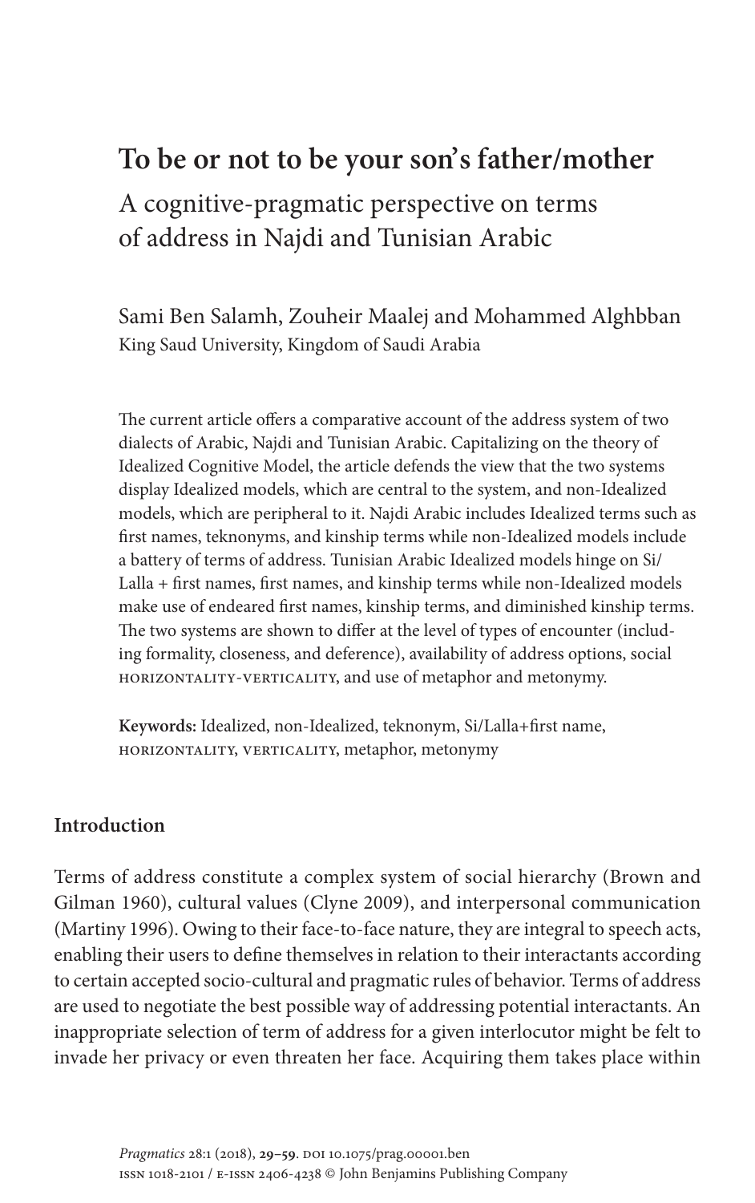# To be or not to be your son's father/mother

## A cognitive-pragmatic perspective on terms of address in Najdi and Tunisian Arabic

Sami Ben Salamh, Zouheir Maalej and Mohammed Alghbban
King Saud University, Kingdom of Saudi Arabia

The current article offers a comparative account of the address system of two dialects of Arabic, Najdi and Tunisian Arabic. Capitalizing on the theory of Idealized Cognitive Model, the article defends the view that the two systems display Idealized models, which are central to the system, and non-Idealized models, which are peripheral to it. Najdi Arabic includes Idealized terms such as first names, teknonyms, and kinship terms while non-Idealized models include a battery of terms of address. Tunisian Arabic Idealized models hinge on Si/Lalla + first names, first names, and kinship terms while non-Idealized models make use of endeared first names, kinship terms, and diminished kinship terms. The two systems are shown to differ at the level of types of encounter (including formality, closeness, and deference), availability of address options, social HORIZONTALITY-VERTICALITY, and use of metaphor and metonymy.

**Keywords:** Idealized, non-Idealized, teknonym, Si/Lalla+first name, HORIZONTALITY, VERTICALITY, metaphor, metonymy

## Introduction

Terms of address constitute a complex system of social hierarchy (Brown and Gilman 1960), cultural values (Clyne 2009), and interpersonal communication (Martiny 1996). Owing to their face-to-face nature, they are integral to speech acts, enabling their users to define themselves in relation to their interactants according to certain accepted socio-cultural and pragmatic rules of behavior. Terms of address are used to negotiate the best possible way of addressing potential interactants. An inappropriate selection of term of address for a given interlocutor might be felt to invade her privacy or even threaten her face. Acquiring them takes place within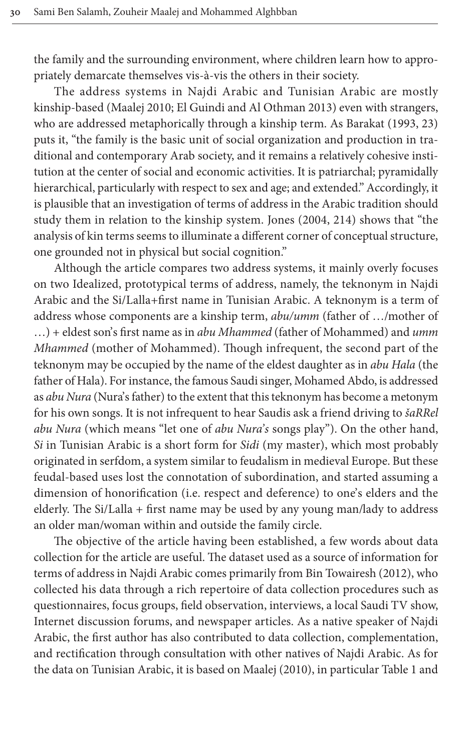the family and the surrounding environment, where children learn how to appropriately demarcate themselves vis-à-vis the others in their society.

The address systems in Najdi Arabic and Tunisian Arabic are mostly kinship-based (Maalej 2010; El Guindi and Al Othman 2013) even with strangers, who are addressed metaphorically through a kinship term. As Barakat (1993, 23) puts it, "the family is the basic unit of social organization and production in traditional and contemporary Arab society, and it remains a relatively cohesive institution at the center of social and economic activities. It is patriarchal; pyramidally hierarchical, particularly with respect to sex and age; and extended." Accordingly, it is plausible that an investigation of terms of address in the Arabic tradition should study them in relation to the kinship system. Jones (2004, 214) shows that "the analysis of kin terms seems to illuminate a different corner of conceptual structure, one grounded not in physical but social cognition."

Although the article compares two address systems, it mainly overly focuses on two Idealized, prototypical terms of address, namely, the teknonym in Najdi Arabic and the Si/Lalla+first name in Tunisian Arabic. A teknonym is a term of address whose components are a kinship term, *abu/umm* (father of …/mother of …) + eldest son's first name as in *abu Mhammed* (father of Mohammed) and *umm Mhammed* (mother of Mohammed). Though infrequent, the second part of the teknonym may be occupied by the name of the eldest daughter as in *abu Hala* (the father of Hala). For instance, the famous Saudi singer, Mohamed Abdo, is addressed as *abu Nura* (Nura's father) to the extent that this teknonym has become a metonym for his own songs. It is not infrequent to hear Saudis ask a friend driving to *šaRRel abu Nura* (which means "let one of *abu Nura's* songs play"). On the other hand, *Si* in Tunisian Arabic is a short form for *Sidi* (my master), which most probably originated in serfdom, a system similar to feudalism in medieval Europe. But these feudal-based uses lost the connotation of subordination, and started assuming a dimension of honorification (i.e. respect and deference) to one's elders and the elderly. The Si/Lalla + first name may be used by any young man/lady to address an older man/woman within and outside the family circle.

The objective of the article having been established, a few words about data collection for the article are useful. The dataset used as a source of information for terms of address in Najdi Arabic comes primarily from Bin Towairesh (2012), who collected his data through a rich repertoire of data collection procedures such as questionnaires, focus groups, field observation, interviews, a local Saudi TV show, Internet discussion forums, and newspaper articles. As a native speaker of Najdi Arabic, the first author has also contributed to data collection, complementation, and rectification through consultation with other natives of Najdi Arabic. As for the data on Tunisian Arabic, it is based on Maalej (2010), in particular Table 1 and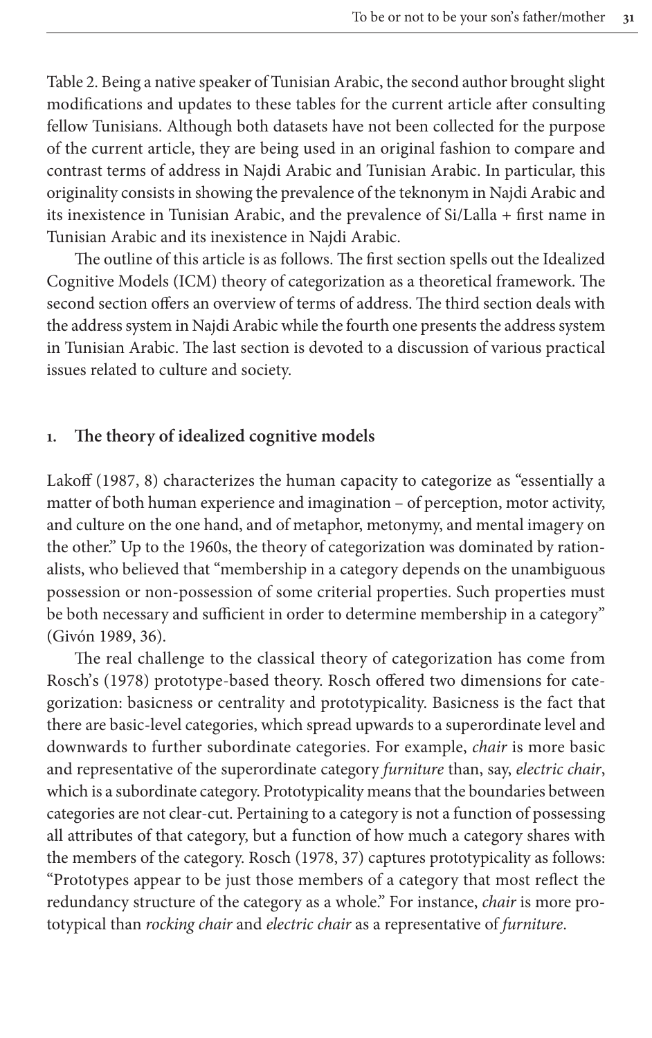Table 2. Being a native speaker of Tunisian Arabic, the second author brought slight modifications and updates to these tables for the current article after consulting fellow Tunisians. Although both datasets have not been collected for the purpose of the current article, they are being used in an original fashion to compare and contrast terms of address in Najdi Arabic and Tunisian Arabic. In particular, this originality consists in showing the prevalence of the teknonym in Najdi Arabic and its inexistence in Tunisian Arabic, and the prevalence of Si/Lalla + first name in Tunisian Arabic and its inexistence in Najdi Arabic.

The outline of this article is as follows. The first section spells out the Idealized Cognitive Models (ICM) theory of categorization as a theoretical framework. The second section offers an overview of terms of address. The third section deals with the address system in Najdi Arabic while the fourth one presents the address system in Tunisian Arabic. The last section is devoted to a discussion of various practical issues related to culture and society.

## 1. The theory of idealized cognitive models

Lakoff (1987, 8) characterizes the human capacity to categorize as "essentially a matter of both human experience and imagination – of perception, motor activity, and culture on the one hand, and of metaphor, metonymy, and mental imagery on the other." Up to the 1960s, the theory of categorization was dominated by rationalists, who believed that "membership in a category depends on the unambiguous possession or non-possession of some criterial properties. Such properties must be both necessary and sufficient in order to determine membership in a category" (Givón 1989, 36).

The real challenge to the classical theory of categorization has come from Rosch's (1978) prototype-based theory. Rosch offered two dimensions for categorization: basicness or centrality and prototypicality. Basicness is the fact that there are basic-level categories, which spread upwards to a superordinate level and downwards to further subordinate categories. For example, *chair* is more basic and representative of the superordinate category *furniture* than, say, *electric chair*, which is a subordinate category. Prototypicality means that the boundaries between categories are not clear-cut. Pertaining to a category is not a function of possessing all attributes of that category, but a function of how much a category shares with the members of the category. Rosch (1978, 37) captures prototypicality as follows: "Prototypes appear to be just those members of a category that most reflect the redundancy structure of the category as a whole." For instance, *chair* is more prototypical than *rocking chair* and *electric chair* as a representative of *furniture*.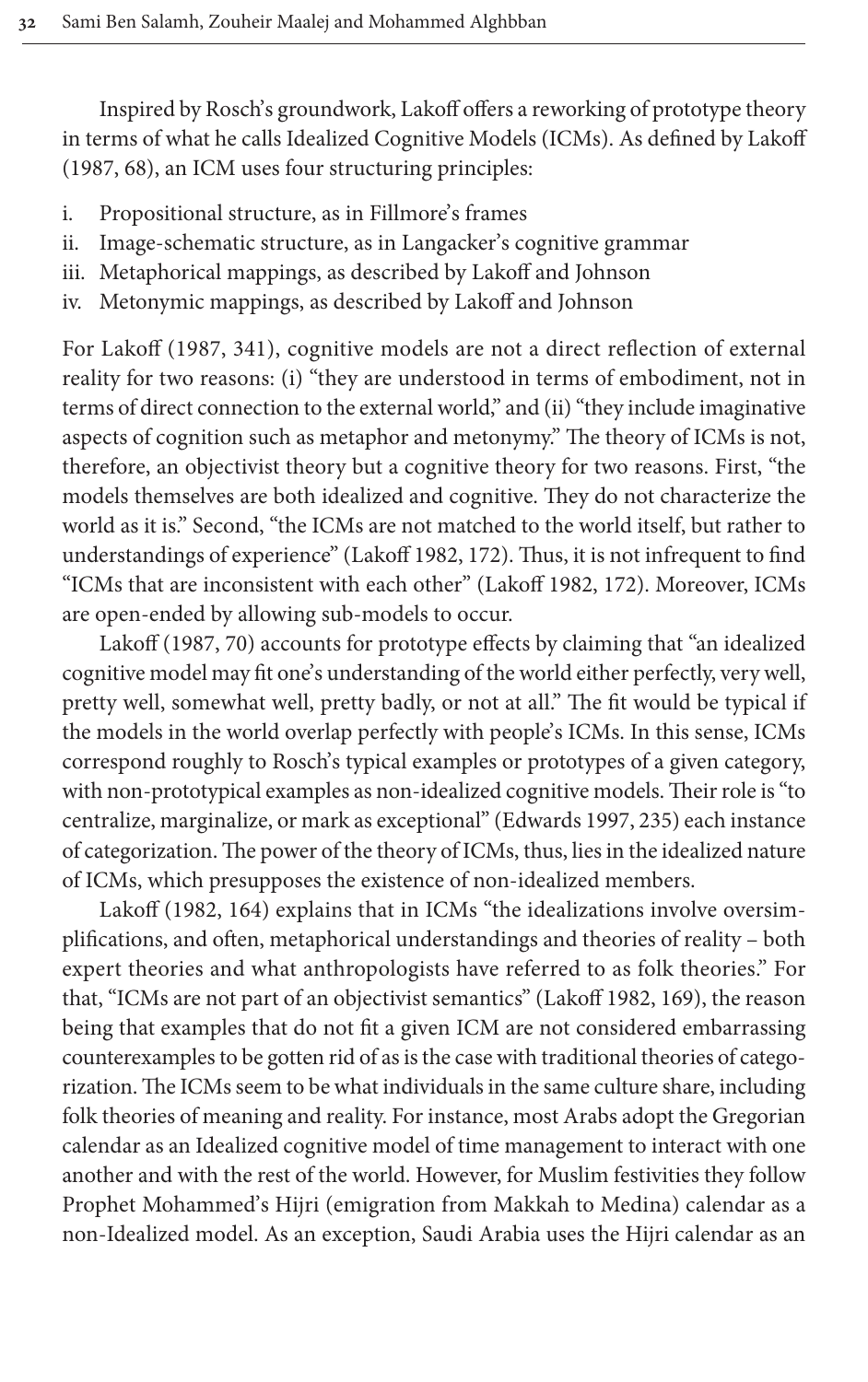Inspired by Rosch's groundwork, Lakoff offers a reworking of prototype theory in terms of what he calls Idealized Cognitive Models (ICMs). As defined by Lakoff (1987, 68), an ICM uses four structuring principles:

i. Propositional structure, as in Fillmore's frames
ii. Image-schematic structure, as in Langacker's cognitive grammar
iii. Metaphorical mappings, as described by Lakoff and Johnson
iv. Metonymic mappings, as described by Lakoff and Johnson

For Lakoff (1987, 341), cognitive models are not a direct reflection of external reality for two reasons: (i) "they are understood in terms of embodiment, not in terms of direct connection to the external world," and (ii) "they include imaginative aspects of cognition such as metaphor and metonymy." The theory of ICMs is not, therefore, an objectivist theory but a cognitive theory for two reasons. First, "the models themselves are both idealized and cognitive. They do not characterize the world as it is." Second, "the ICMs are not matched to the world itself, but rather to understandings of experience" (Lakoff 1982, 172). Thus, it is not infrequent to find "ICMs that are inconsistent with each other" (Lakoff 1982, 172). Moreover, ICMs are open-ended by allowing sub-models to occur.

Lakoff (1987, 70) accounts for prototype effects by claiming that "an idealized cognitive model may fit one's understanding of the world either perfectly, very well, pretty well, somewhat well, pretty badly, or not at all." The fit would be typical if the models in the world overlap perfectly with people's ICMs. In this sense, ICMs correspond roughly to Rosch's typical examples or prototypes of a given category, with non-prototypical examples as non-idealized cognitive models. Their role is "to centralize, marginalize, or mark as exceptional" (Edwards 1997, 235) each instance of categorization. The power of the theory of ICMs, thus, lies in the idealized nature of ICMs, which presupposes the existence of non-idealized members.

Lakoff (1982, 164) explains that in ICMs "the idealizations involve oversimplifications, and often, metaphorical understandings and theories of reality – both expert theories and what anthropologists have referred to as folk theories." For that, "ICMs are not part of an objectivist semantics" (Lakoff 1982, 169), the reason being that examples that do not fit a given ICM are not considered embarrassing counterexamples to be gotten rid of as is the case with traditional theories of categorization. The ICMs seem to be what individuals in the same culture share, including folk theories of meaning and reality. For instance, most Arabs adopt the Gregorian calendar as an Idealized cognitive model of time management to interact with one another and with the rest of the world. However, for Muslim festivities they follow Prophet Mohammed's Hijri (emigration from Makkah to Medina) calendar as a non-Idealized model. As an exception, Saudi Arabia uses the Hijri calendar as an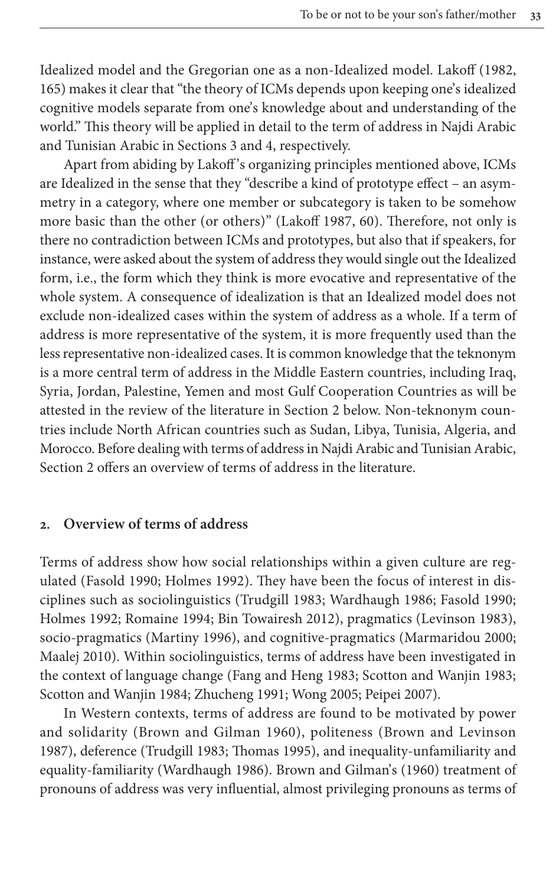Idealized model and the Gregorian one as a non-Idealized model. Lakoff (1982, 165) makes it clear that "the theory of ICMs depends upon keeping one's idealized cognitive models separate from one's knowledge about and understanding of the world." This theory will be applied in detail to the term of address in Najdi Arabic and Tunisian Arabic in Sections 3 and 4, respectively.

Apart from abiding by Lakoff's organizing principles mentioned above, ICMs are Idealized in the sense that they "describe a kind of prototype effect – an asymmetry in a category, where one member or subcategory is taken to be somehow more basic than the other (or others)" (Lakoff 1987, 60). Therefore, not only is there no contradiction between ICMs and prototypes, but also that if speakers, for instance, were asked about the system of address they would single out the Idealized form, i.e., the form which they think is more evocative and representative of the whole system. A consequence of idealization is that an Idealized model does not exclude non-idealized cases within the system of address as a whole. If a term of address is more representative of the system, it is more frequently used than the less representative non-idealized cases. It is common knowledge that the teknonym is a more central term of address in the Middle Eastern countries, including Iraq, Syria, Jordan, Palestine, Yemen and most Gulf Cooperation Countries as will be attested in the review of the literature in Section 2 below. Non-teknonym countries include North African countries such as Sudan, Libya, Tunisia, Algeria, and Morocco. Before dealing with terms of address in Najdi Arabic and Tunisian Arabic, Section 2 offers an overview of terms of address in the literature.

## 2. Overview of terms of address

Terms of address show how social relationships within a given culture are regulated (Fasold 1990; Holmes 1992). They have been the focus of interest in disciplines such as sociolinguistics (Trudgill 1983; Wardhaugh 1986; Fasold 1990; Holmes 1992; Romaine 1994; Bin Towairesh 2012), pragmatics (Levinson 1983), socio-pragmatics (Martiny 1996), and cognitive-pragmatics (Marmaridou 2000; Maalej 2010). Within sociolinguistics, terms of address have been investigated in the context of language change (Fang and Heng 1983; Scotton and Wanjin 1983; Scotton and Wanjin 1984; Zhucheng 1991; Wong 2005; Peipei 2007).

In Western contexts, terms of address are found to be motivated by power and solidarity (Brown and Gilman 1960), politeness (Brown and Levinson 1987), deference (Trudgill 1983; Thomas 1995), and inequality-unfamiliarity and equality-familiarity (Wardhaugh 1986). Brown and Gilman's (1960) treatment of pronouns of address was very influential, almost privileging pronouns as terms of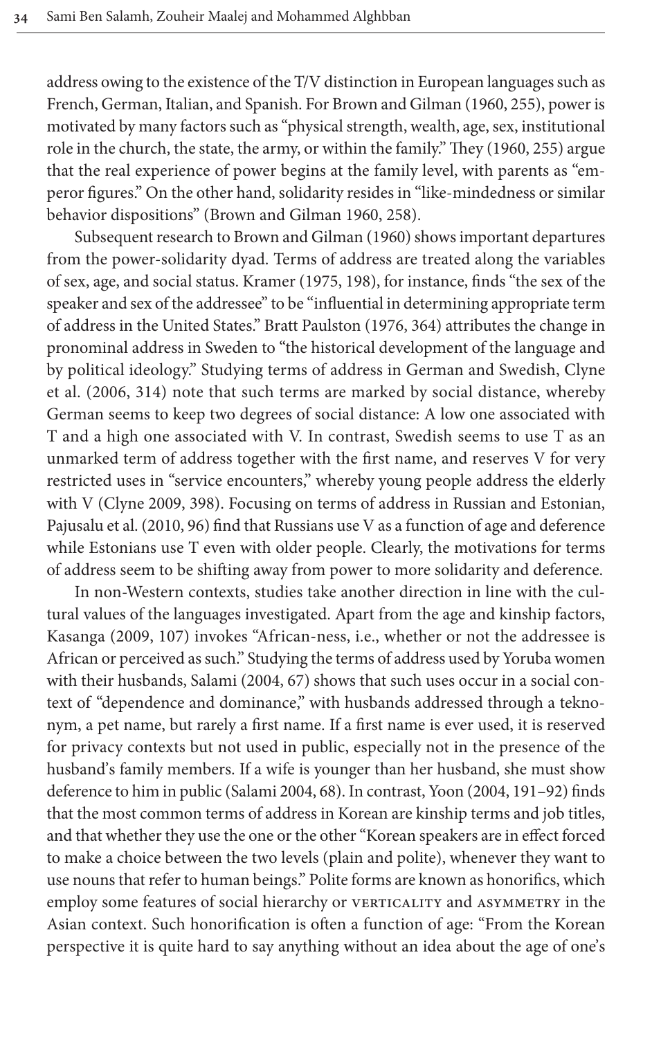address owing to the existence of the T/V distinction in European languages such as French, German, Italian, and Spanish. For Brown and Gilman (1960, 255), power is motivated by many factors such as "physical strength, wealth, age, sex, institutional role in the church, the state, the army, or within the family." They (1960, 255) argue that the real experience of power begins at the family level, with parents as "emperor figures." On the other hand, solidarity resides in "like-mindedness or similar behavior dispositions" (Brown and Gilman 1960, 258).

Subsequent research to Brown and Gilman (1960) shows important departures from the power-solidarity dyad. Terms of address are treated along the variables of sex, age, and social status. Kramer (1975, 198), for instance, finds "the sex of the speaker and sex of the addressee" to be "influential in determining appropriate term of address in the United States." Bratt Paulston (1976, 364) attributes the change in pronominal address in Sweden to "the historical development of the language and by political ideology." Studying terms of address in German and Swedish, Clyne et al. (2006, 314) note that such terms are marked by social distance, whereby German seems to keep two degrees of social distance: A low one associated with T and a high one associated with V. In contrast, Swedish seems to use T as an unmarked term of address together with the first name, and reserves V for very restricted uses in "service encounters," whereby young people address the elderly with V (Clyne 2009, 398). Focusing on terms of address in Russian and Estonian, Pajusalu et al. (2010, 96) find that Russians use V as a function of age and deference while Estonians use T even with older people. Clearly, the motivations for terms of address seem to be shifting away from power to more solidarity and deference.

In non-Western contexts, studies take another direction in line with the cultural values of the languages investigated. Apart from the age and kinship factors, Kasanga (2009, 107) invokes "African-ness, i.e., whether or not the addressee is African or perceived as such." Studying the terms of address used by Yoruba women with their husbands, Salami (2004, 67) shows that such uses occur in a social context of "dependence and dominance," with husbands addressed through a teknonym, a pet name, but rarely a first name. If a first name is ever used, it is reserved for privacy contexts but not used in public, especially not in the presence of the husband's family members. If a wife is younger than her husband, she must show deference to him in public (Salami 2004, 68). In contrast, Yoon (2004, 191–92) finds that the most common terms of address in Korean are kinship terms and job titles, and that whether they use the one or the other "Korean speakers are in effect forced to make a choice between the two levels (plain and polite), whenever they want to use nouns that refer to human beings." Polite forms are known as honorifics, which employ some features of social hierarchy or VERTICALITY and ASYMMETRY in the Asian context. Such honorification is often a function of age: "From the Korean perspective it is quite hard to say anything without an idea about the age of one's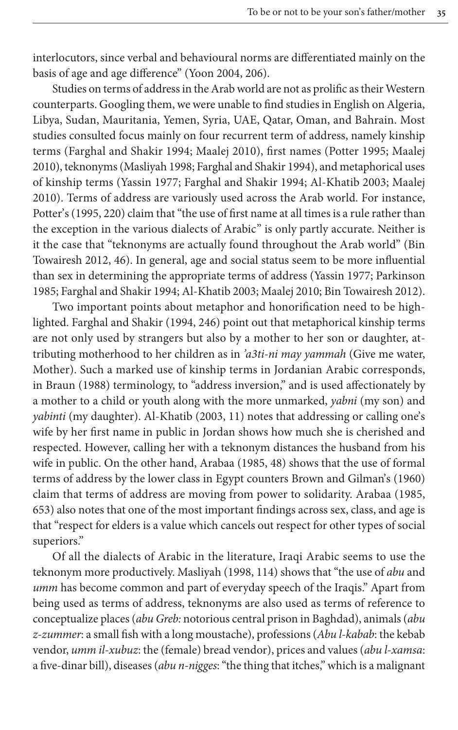interlocutors, since verbal and behavioural norms are differentiated mainly on the basis of age and age difference" (Yoon 2004, 206).

Studies on terms of address in the Arab world are not as prolific as their Western counterparts. Googling them, we were unable to find studies in English on Algeria, Libya, Sudan, Mauritania, Yemen, Syria, UAE, Qatar, Oman, and Bahrain. Most studies consulted focus mainly on four recurrent term of address, namely kinship terms (Farghal and Shakir 1994; Maalej 2010), first names (Potter 1995; Maalej 2010), teknonyms (Masliyah 1998; Farghal and Shakir 1994), and metaphorical uses of kinship terms (Yassin 1977; Farghal and Shakir 1994; Al-Khatib 2003; Maalej 2010). Terms of address are variously used across the Arab world. For instance, Potter's (1995, 220) claim that "the use of first name at all times is a rule rather than the exception in the various dialects of Arabic" is only partly accurate. Neither is it the case that "teknonyms are actually found throughout the Arab world" (Bin Towairesh 2012, 46). In general, age and social status seem to be more influential than sex in determining the appropriate terms of address (Yassin 1977; Parkinson 1985; Farghal and Shakir 1994; Al-Khatib 2003; Maalej 2010; Bin Towairesh 2012).

Two important points about metaphor and honorification need to be highlighted. Farghal and Shakir (1994, 246) point out that metaphorical kinship terms are not only used by strangers but also by a mother to her son or daughter, attributing motherhood to her children as in *'a3ti-ni may yammah* (Give me water, Mother). Such a marked use of kinship terms in Jordanian Arabic corresponds, in Braun (1988) terminology, to "address inversion," and is used affectionately by a mother to a child or youth along with the more unmarked, *yabni* (my son) and *yabinti* (my daughter). Al-Khatib (2003, 11) notes that addressing or calling one's wife by her first name in public in Jordan shows how much she is cherished and respected. However, calling her with a teknonym distances the husband from his wife in public. On the other hand, Arabaa (1985, 48) shows that the use of formal terms of address by the lower class in Egypt counters Brown and Gilman's (1960) claim that terms of address are moving from power to solidarity. Arabaa (1985, 653) also notes that one of the most important findings across sex, class, and age is that "respect for elders is a value which cancels out respect for other types of social superiors."

Of all the dialects of Arabic in the literature, Iraqi Arabic seems to use the teknonym more productively. Masliyah (1998, 114) shows that "the use of *abu* and *umm* has become common and part of everyday speech of the Iraqis." Apart from being used as terms of address, teknonyms are also used as terms of reference to conceptualize places (*abu Greb:* notorious central prison in Baghdad), animals (*abu z-zummer*: a small fish with a long moustache), professions (*Abu l-kabab*: the kebab vendor, *umm il-xubuz*: the (female) bread vendor), prices and values (*abu l-xamsa*: a five-dinar bill), diseases (*abu n-nigges*: "the thing that itches," which is a malignant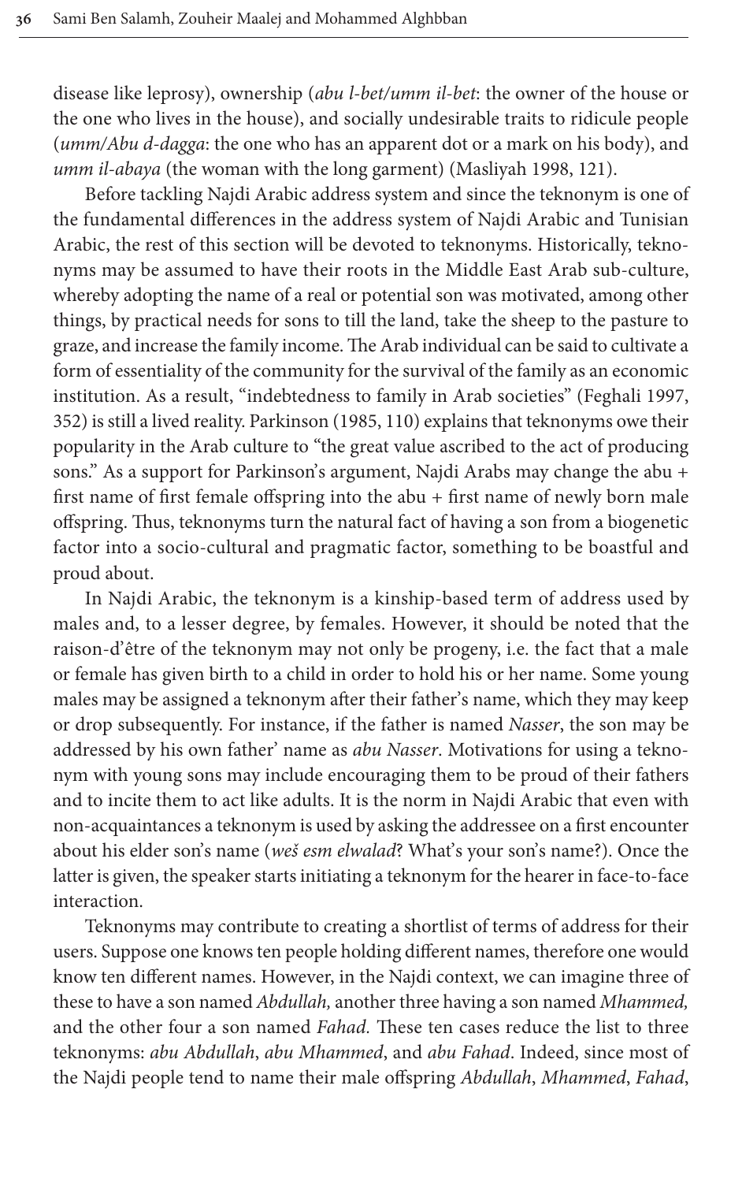disease like leprosy), ownership (*abu l-bet/umm il-bet*: the owner of the house or the one who lives in the house), and socially undesirable traits to ridicule people (*umm/Abu d-dagga*: the one who has an apparent dot or a mark on his body), and *umm il-abaya* (the woman with the long garment) (Masliyah 1998, 121).

Before tackling Najdi Arabic address system and since the teknonym is one of the fundamental differences in the address system of Najdi Arabic and Tunisian Arabic, the rest of this section will be devoted to teknonyms. Historically, teknonyms may be assumed to have their roots in the Middle East Arab sub-culture, whereby adopting the name of a real or potential son was motivated, among other things, by practical needs for sons to till the land, take the sheep to the pasture to graze, and increase the family income. The Arab individual can be said to cultivate a form of essentiality of the community for the survival of the family as an economic institution. As a result, "indebtedness to family in Arab societies" (Feghali 1997, 352) is still a lived reality. Parkinson (1985, 110) explains that teknonyms owe their popularity in the Arab culture to "the great value ascribed to the act of producing sons." As a support for Parkinson's argument, Najdi Arabs may change the abu + first name of first female offspring into the abu + first name of newly born male offspring. Thus, teknonyms turn the natural fact of having a son from a biogenetic factor into a socio-cultural and pragmatic factor, something to be boastful and proud about.

In Najdi Arabic, the teknonym is a kinship-based term of address used by males and, to a lesser degree, by females. However, it should be noted that the raison-d'être of the teknonym may not only be progeny, i.e. the fact that a male or female has given birth to a child in order to hold his or her name. Some young males may be assigned a teknonym after their father's name, which they may keep or drop subsequently. For instance, if the father is named *Nasser*, the son may be addressed by his own father' name as *abu Nasser*. Motivations for using a teknonym with young sons may include encouraging them to be proud of their fathers and to incite them to act like adults. It is the norm in Najdi Arabic that even with non-acquaintances a teknonym is used by asking the addressee on a first encounter about his elder son's name (*weš esm elwalad*? What's your son's name?). Once the latter is given, the speaker starts initiating a teknonym for the hearer in face-to-face interaction.

Teknonyms may contribute to creating a shortlist of terms of address for their users. Suppose one knows ten people holding different names, therefore one would know ten different names. However, in the Najdi context, we can imagine three of these to have a son named *Abdullah,* another three having a son named *Mhammed,* and the other four a son named *Fahad.* These ten cases reduce the list to three teknonyms: *abu Abdullah*, *abu Mhammed*, and *abu Fahad*. Indeed, since most of the Najdi people tend to name their male offspring *Abdullah*, *Mhammed*, *Fahad*,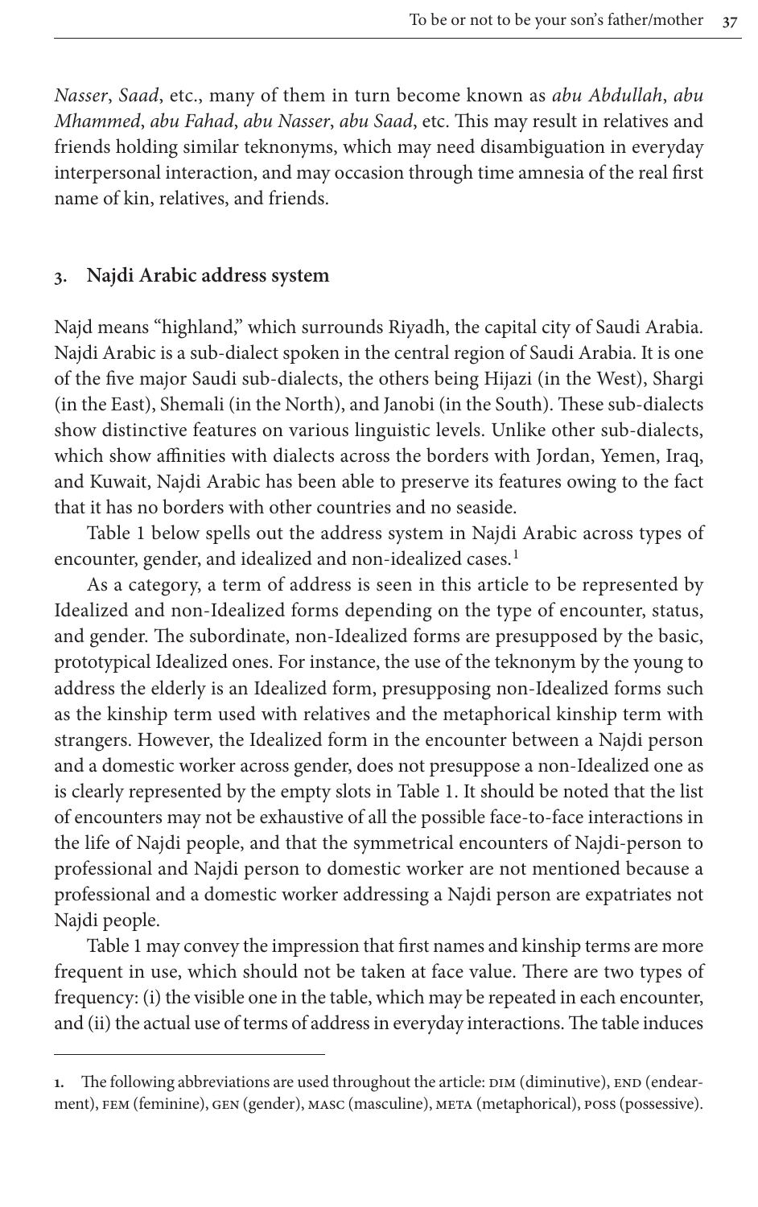*Nasser*, *Saad*, etc., many of them in turn become known as *abu Abdullah*, *abu Mhammed*, *abu Fahad*, *abu Nasser*, *abu Saad*, etc. This may result in relatives and friends holding similar teknonyms, which may need disambiguation in everyday interpersonal interaction, and may occasion through time amnesia of the real first name of kin, relatives, and friends.

## 3. Najdi Arabic address system

Najd means "highland," which surrounds Riyadh, the capital city of Saudi Arabia. Najdi Arabic is a sub-dialect spoken in the central region of Saudi Arabia. It is one of the five major Saudi sub-dialects, the others being Hijazi (in the West), Shargi (in the East), Shemali (in the North), and Janobi (in the South). These sub-dialects show distinctive features on various linguistic levels. Unlike other sub-dialects, which show affinities with dialects across the borders with Jordan, Yemen, Iraq, and Kuwait, Najdi Arabic has been able to preserve its features owing to the fact that it has no borders with other countries and no seaside.

Table 1 below spells out the address system in Najdi Arabic across types of encounter, gender, and idealized and non-idealized cases.[1]

As a category, a term of address is seen in this article to be represented by Idealized and non-Idealized forms depending on the type of encounter, status, and gender. The subordinate, non-Idealized forms are presupposed by the basic, prototypical Idealized ones. For instance, the use of the teknonym by the young to address the elderly is an Idealized form, presupposing non-Idealized forms such as the kinship term used with relatives and the metaphorical kinship term with strangers. However, the Idealized form in the encounter between a Najdi person and a domestic worker across gender, does not presuppose a non-Idealized one as is clearly represented by the empty slots in Table 1. It should be noted that the list of encounters may not be exhaustive of all the possible face-to-face interactions in the life of Najdi people, and that the symmetrical encounters of Najdi-person to professional and Najdi person to domestic worker are not mentioned because a professional and a domestic worker addressing a Najdi person are expatriates not Najdi people.

Table 1 may convey the impression that first names and kinship terms are more frequent in use, which should not be taken at face value. There are two types of frequency: (i) the visible one in the table, which may be repeated in each encounter, and (ii) the actual use of terms of address in everyday interactions. The table induces

1. The following abbreviations are used throughout the article: DIM (diminutive), END (endearment), FEM (feminine), GEN (gender), MASC (masculine), META (metaphorical), POSS (possessive).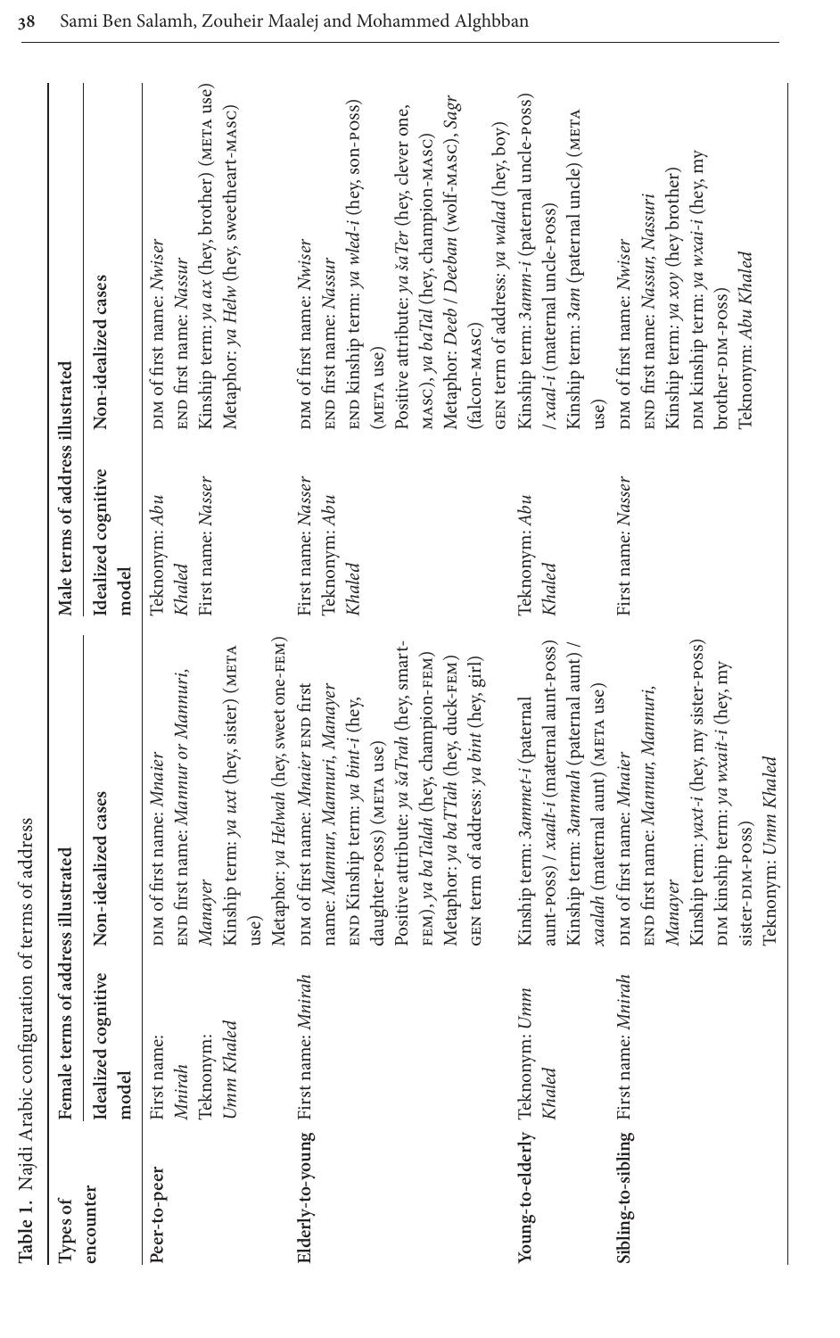**Table 1.** Najdi Arabic configuration of terms of address

| Types of encounter | Female terms of address illustrated | | Male terms of address illustrated | |
|---|---|---|---|---|
| | Idealized cognitive model | Non-idealized cases | Idealized cognitive model | Non-idealized cases |
| **Peer-to-peer** | First name: *Mnirah*<br>Teknonym: *Umm Khaled* | DIM of first name: *Mnaier*<br>END first name: *Mannur or Mannuri, Manayer*<br>Kinship term: *ya uxt* (hey, sister) (META use)<br>Metaphor: *ya Helwah* (hey, sweet one-FEM) | Teknonym: *Abu Khaled*<br>First name: *Nasser* | DIM of first name: *Nwiser*<br>END first name: *Nassur*<br>Kinship term: *ya ax* (hey, brother) (META use)<br>Metaphor: *ya Helw* (hey, sweetheart-MASC) |
| **Elderly-to-young** | First name: *Mnirah* | DIM of first name: *Mnaier* END first name: *Mannur, Mannuri, Manayer*<br>END Kinship term: *ya bint-i* (hey, daughter-POSS) (META use)<br>Positive attribute: *ya šaTrah* (hey, smart-FEM), *ya baTalah* (hey, champion-FEM)<br>Metaphor: *ya baTTah* (hey, duck-FEM)<br>GEN term of address: *ya bint* (hey, girl) | First name: *Nasser*<br>Teknonym: *Abu Khaled* | DIM of first name: *Nwiser*<br>END first name: *Nassur*<br>END kinship term: *ya wled-i* (hey, son-POSS) (META use)<br>Positive attribute: *ya šaTer* (hey, clever one, MASC), *ya baTal* (hey, champion-MASC)<br>Metaphor: *Deeb* / *Deeban* (wolf-MASC), *Sagr* (falcon-MASC)<br>GEN term of address: *ya walad* (hey, boy) |
| **Young-to-elderly** | Teknonym: *Umm Khaled* | Kinship term: *3ammet-i* (paternal aunt-POSS) / *xaalt-i* (maternal aunt-POSS)<br>Kinship term: *3ammah* (paternal aunt) / *xaalah* (maternal aunt) (META use) | Teknonym: *Abu Khaled* | Kinship term: *3amm-i* (paternal uncle-POSS) / *xaal-i* (maternal uncle-POSS)<br>Kinship term: *3am* (paternal uncle) (META use) |
| **Sibling-to-sibling** | First name: *Mnirah* | DIM of first name: *Mnaier*<br>END first name: *Mannur, Mannuri, Manayer*<br>Kinship term: *yaxt-i* (hey, my sister-POSS)<br>DIM kinship term: *ya wxait-i* (hey, my sister-DIM-POSS)<br>Teknonym: *Umm Khaled* | First name: *Nasser* | DIM of first name: *Nwiser*<br>END first name: *Nassur, Nassuri*<br>Kinship term: *ya xoy* (hey brother)<br>DIM kinship term: *ya wxai-i* (hey, my brother-DIM-POSS)<br>Teknonym: *Abu Khaled* |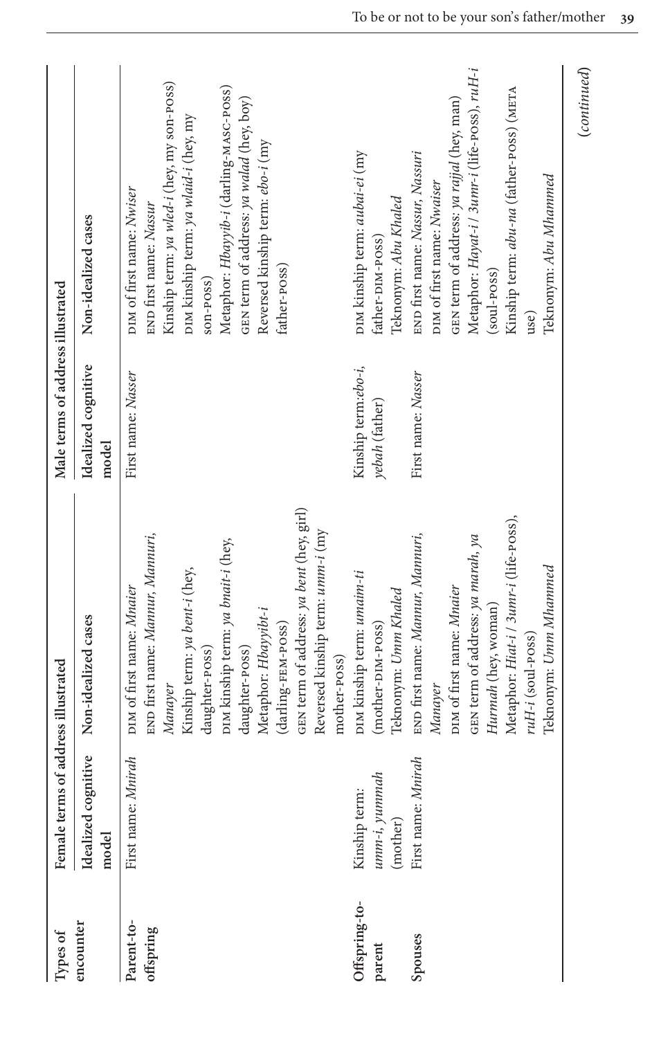| Types of encounter | Female terms of address illustrated | | Male terms of address illustrated | |
|---|---|---|---|---|
| | Idealized cognitive model | Non-idealized cases | Idealized cognitive model | Non-idealized cases |
| **Parent-to-offspring** | First name: *Mnirah* | DIM of first name: *Mnaier*<br>END first name: *Mannur, Mannuri, Manayer*<br>Kinship term: *ya bent-i* (hey, daughter-POSS)<br>DIM kinship term: *ya bnait-i* (hey, daughter-POSS)<br>Metaphor: *Hbayyibt-i* (darling-FEM-POSS)<br>GEN term of address: *ya bent* (hey, girl)<br>Reversed kinship term: *umm-i* (my mother-POSS) | First name: *Nasser* | DIM of first name: *Nwiser*<br>END first name: *Nassur*<br>Kinship term: *ya wled-i* (hey, my son-POSS)<br>DIM kinship term: *ya wlaid-i* (hey, my son-POSS)<br>Metaphor: *Hbayyib-i* (darling-MASC-POSS)<br>GEN term of address: *ya walad* (hey, boy)<br>Reversed kinship term: *ebo-i* (my father-POSS) |
| **Offspring-to-parent** | Kinship term: *umm-i, yummah* (mother) | DIM kinship term: *umaim-ti* (mother-DIM-POSS)<br>Teknonym: *Umm Khaled* | Kinship term: *ebo-i, yebah* (father) | DIM kinship term: *aubai-ei* (my father-DIM-POSS)<br>Teknonym: *Abu Khaled* |
| **Spouses** | First name: *Mnirah* | END first name: *Mannur, Mannuri, Manayer*<br>DIM of first name: *Mnaier*<br>GEN term of address: *ya marah, ya Hurmah* (hey, woman)<br>Metaphor: *Hiat-i / 3umr-i* (life-POSS), *ruH-i* (soul-POSS)<br>Teknonym: *Umm Mhammed* | First name: *Nasser* | END first name: *Nassur, Nassuri*<br>DIM of first name: *Nwaiser*<br>GEN term of address: *ya rajjal* (hey, man)<br>Metaphor: *Hayat-i / 3umr-i* (life-POSS), *ruH-i* (soul-POSS)<br>Kinship term: *abu-na* (father-POSS) (META use)<br>Teknonym: *Abu Mhammed* |

(*continued*)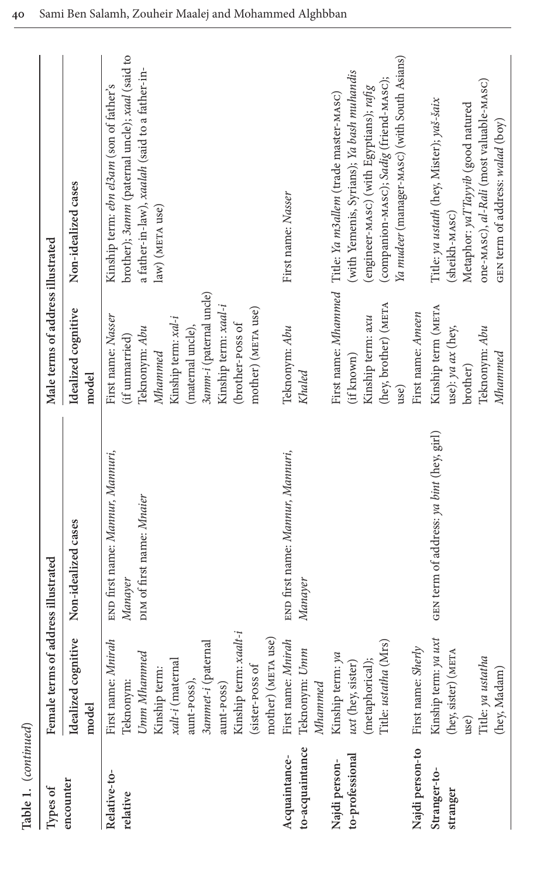**Table 1.** (*continued*)

| Types of encounter | Female terms of address illustrated | | Male terms of address illustrated | |
|---|---|---|---|---|
| | Idealized cognitive model | Non-idealized cases | Idealized cognitive model | Non-idealized cases |
| **Relative-to-relative** | First name: *Mnirah*<br>Teknonym: *Umm Mhammed*<br>Kinship term: *xalt-i* (maternal aunt-POSS), *3ammet-i* (paternal aunt-POSS)<br>Kinship term: *xaalt-i* (sister-POSS of mother) (META use) | END first name: *Mannur, Mannuri, Manayer*<br>DIM of first name: *Mnaier* | First name: *Nasser* (if unmarried)<br>Teknonym: *Abu Mhammed*<br>Kinship term: *xal-i* (maternal uncle), *3amm-i* (paternal uncle)<br>Kinship term: *xaal-i* (brother-POSS of mother) (META use) | Kinship term: *ebn el3am* (son of father's brother); *3amm* (paternal uncle); *xaal* (said to a father-in-law), *xaalah* (said to a father-in-law) (META use) |
| **Acquaintance-to-acquaintance** | First name: *Mnirah*<br>Teknonym: *Umm Mhammed* | END first name: *Mannur, Mannuri, Manayer* | Teknonym: *Abu Khaled* | First name: *Nasser* |
| **Najdi person-to-professional** | Kinship term: *ya uxt* (hey, sister) (metaphorical);<br>Title: *ustatha* (Mrs) | | First name: *Mhammed* (if known)<br>Kinship term: *axu* (hey, brother) (META use) | Title: *Ya m3allem* (trade master-MASC) (with Yemenis, Syrians); *Ya bash muhandis* (engineer-MASC) (with Egyptians); *rafig* (companion-MASC); *Sadig* (friend-MASC); *Ya mudeer* (manager-MASC) (with South Asians) |
| **Najdi person-to** | First name: *Sherly* | | First name: *Ameen* | |
| **Stranger-to-stranger** | Kinship term: *ya uxt* (hey, sister) (META use)<br>Title: *ya ustatha* (hey, Madam) | GEN term of address: *ya bint* (hey, girl) | Kinship term (META use): *ya ax* (hey, brother)<br>Teknonym: *Abu Mhammed* | Title: *ya ustath* (hey, Mister); *yaš-šaix* (sheikh-MASC)<br>Metaphor: *yaTTayyib* (good natured one-MASC), *al-Rali* (most valuable-one-MASC)<br>GEN term of address: *walad* (boy) |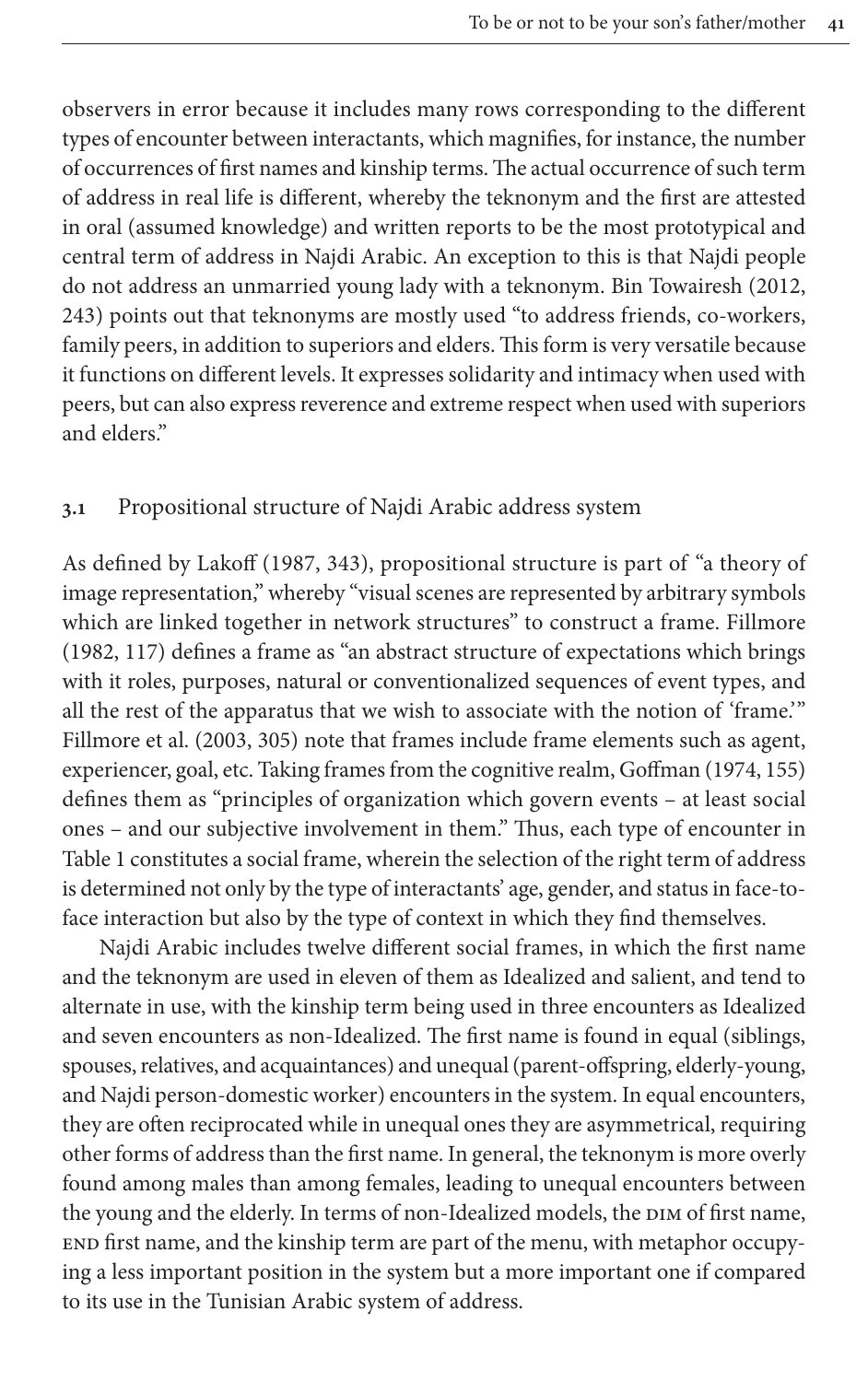observers in error because it includes many rows corresponding to the different types of encounter between interactants, which magnifies, for instance, the number of occurrences of first names and kinship terms. The actual occurrence of such term of address in real life is different, whereby the teknonym and the first are attested in oral (assumed knowledge) and written reports to be the most prototypical and central term of address in Najdi Arabic. An exception to this is that Najdi people do not address an unmarried young lady with a teknonym. Bin Towairesh (2012, 243) points out that teknonyms are mostly used "to address friends, co-workers, family peers, in addition to superiors and elders. This form is very versatile because it functions on different levels. It expresses solidarity and intimacy when used with peers, but can also express reverence and extreme respect when used with superiors and elders."

### 3.1 Propositional structure of Najdi Arabic address system

As defined by Lakoff (1987, 343), propositional structure is part of "a theory of image representation," whereby "visual scenes are represented by arbitrary symbols which are linked together in network structures" to construct a frame. Fillmore (1982, 117) defines a frame as "an abstract structure of expectations which brings with it roles, purposes, natural or conventionalized sequences of event types, and all the rest of the apparatus that we wish to associate with the notion of 'frame.'" Fillmore et al. (2003, 305) note that frames include frame elements such as agent, experiencer, goal, etc. Taking frames from the cognitive realm, Goffman (1974, 155) defines them as "principles of organization which govern events – at least social ones – and our subjective involvement in them." Thus, each type of encounter in Table 1 constitutes a social frame, wherein the selection of the right term of address is determined not only by the type of interactants' age, gender, and status in face-to-face interaction but also by the type of context in which they find themselves.

Najdi Arabic includes twelve different social frames, in which the first name and the teknonym are used in eleven of them as Idealized and salient, and tend to alternate in use, with the kinship term being used in three encounters as Idealized and seven encounters as non-Idealized. The first name is found in equal (siblings, spouses, relatives, and acquaintances) and unequal (parent-offspring, elderly-young, and Najdi person-domestic worker) encounters in the system. In equal encounters, they are often reciprocated while in unequal ones they are asymmetrical, requiring other forms of address than the first name. In general, the teknonym is more overly found among males than among females, leading to unequal encounters between the young and the elderly. In terms of non-Idealized models, the DIM of first name, END first name, and the kinship term are part of the menu, with metaphor occupying a less important position in the system but a more important one if compared to its use in the Tunisian Arabic system of address.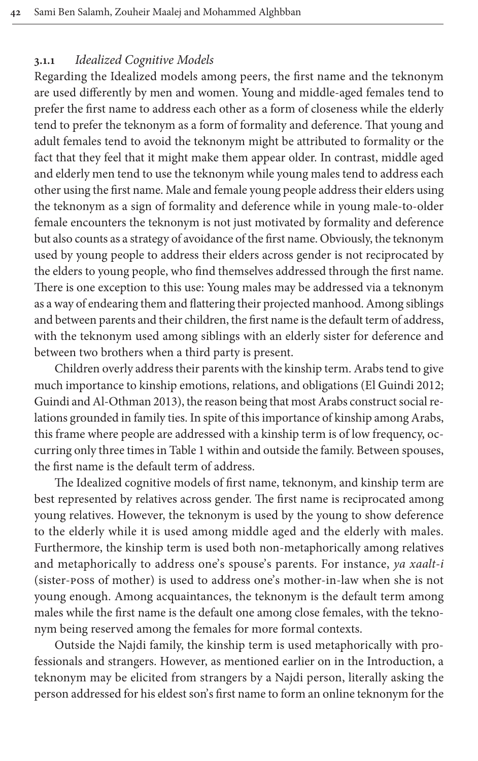### 3.1.1 *Idealized Cognitive Models*

Regarding the Idealized models among peers, the first name and the teknonym are used differently by men and women. Young and middle-aged females tend to prefer the first name to address each other as a form of closeness while the elderly tend to prefer the teknonym as a form of formality and deference. That young and adult females tend to avoid the teknonym might be attributed to formality or the fact that they feel that it might make them appear older. In contrast, middle aged and elderly men tend to use the teknonym while young males tend to address each other using the first name. Male and female young people address their elders using the teknonym as a sign of formality and deference while in young male-to-older female encounters the teknonym is not just motivated by formality and deference but also counts as a strategy of avoidance of the first name. Obviously, the teknonym used by young people to address their elders across gender is not reciprocated by the elders to young people, who find themselves addressed through the first name. There is one exception to this use: Young males may be addressed via a teknonym as a way of endearing them and flattering their projected manhood. Among siblings and between parents and their children, the first name is the default term of address, with the teknonym used among siblings with an elderly sister for deference and between two brothers when a third party is present.

Children overly address their parents with the kinship term. Arabs tend to give much importance to kinship emotions, relations, and obligations (El Guindi 2012; Guindi and Al-Othman 2013), the reason being that most Arabs construct social relations grounded in family ties. In spite of this importance of kinship among Arabs, this frame where people are addressed with a kinship term is of low frequency, occurring only three times in Table 1 within and outside the family. Between spouses, the first name is the default term of address.

The Idealized cognitive models of first name, teknonym, and kinship term are best represented by relatives across gender. The first name is reciprocated among young relatives. However, the teknonym is used by the young to show deference to the elderly while it is used among middle aged and the elderly with males. Furthermore, the kinship term is used both non-metaphorically among relatives and metaphorically to address one's spouse's parents. For instance, *ya xaalt-i* (sister-POSS of mother) is used to address one's mother-in-law when she is not young enough. Among acquaintances, the teknonym is the default term among males while the first name is the default one among close females, with the teknonym being reserved among the females for more formal contexts.

Outside the Najdi family, the kinship term is used metaphorically with professionals and strangers. However, as mentioned earlier on in the Introduction, a teknonym may be elicited from strangers by a Najdi person, literally asking the person addressed for his eldest son's first name to form an online teknonym for the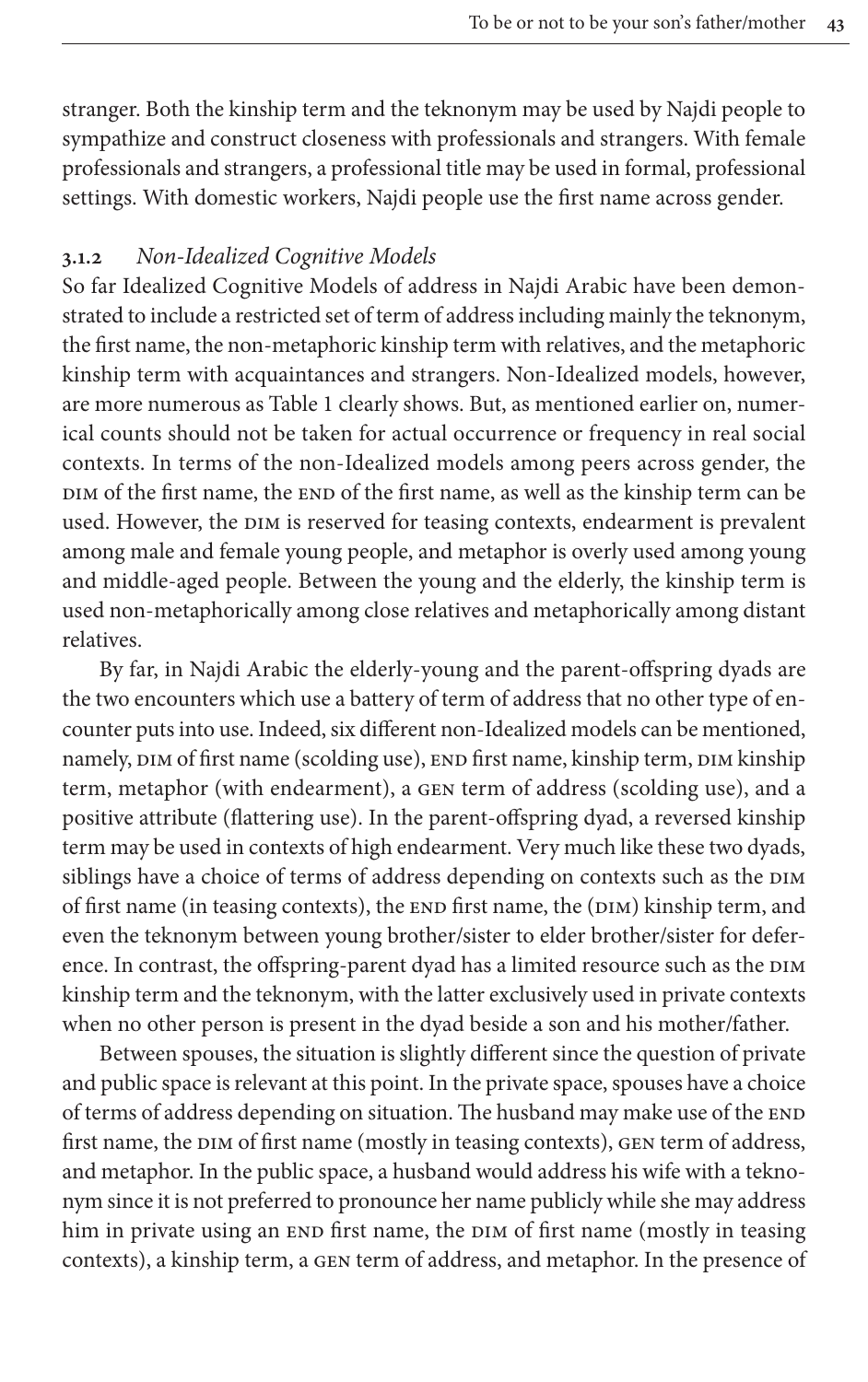stranger. Both the kinship term and the teknonym may be used by Najdi people to sympathize and construct closeness with professionals and strangers. With female professionals and strangers, a professional title may be used in formal, professional settings. With domestic workers, Najdi people use the first name across gender.

### 3.1.2 *Non-Idealized Cognitive Models*

So far Idealized Cognitive Models of address in Najdi Arabic have been demonstrated to include a restricted set of term of address including mainly the teknonym, the first name, the non-metaphoric kinship term with relatives, and the metaphoric kinship term with acquaintances and strangers. Non-Idealized models, however, are more numerous as Table 1 clearly shows. But, as mentioned earlier on, numerical counts should not be taken for actual occurrence or frequency in real social contexts. In terms of the non-Idealized models among peers across gender, the DIM of the first name, the END of the first name, as well as the kinship term can be used. However, the DIM is reserved for teasing contexts, endearment is prevalent among male and female young people, and metaphor is overly used among young and middle-aged people. Between the young and the elderly, the kinship term is used non-metaphorically among close relatives and metaphorically among distant relatives.

By far, in Najdi Arabic the elderly-young and the parent-offspring dyads are the two encounters which use a battery of term of address that no other type of encounter puts into use. Indeed, six different non-Idealized models can be mentioned, namely, DIM of first name (scolding use), END first name, kinship term, DIM kinship term, metaphor (with endearment), a GEN term of address (scolding use), and a positive attribute (flattering use). In the parent-offspring dyad, a reversed kinship term may be used in contexts of high endearment. Very much like these two dyads, siblings have a choice of terms of address depending on contexts such as the DIM of first name (in teasing contexts), the END first name, the (DIM) kinship term, and even the teknonym between young brother/sister to elder brother/sister for deference. In contrast, the offspring-parent dyad has a limited resource such as the DIM kinship term and the teknonym, with the latter exclusively used in private contexts when no other person is present in the dyad beside a son and his mother/father.

Between spouses, the situation is slightly different since the question of private and public space is relevant at this point. In the private space, spouses have a choice of terms of address depending on situation. The husband may make use of the END first name, the DIM of first name (mostly in teasing contexts), GEN term of address, and metaphor. In the public space, a husband would address his wife with a teknonym since it is not preferred to pronounce her name publicly while she may address him in private using an END first name, the DIM of first name (mostly in teasing contexts), a kinship term, a GEN term of address, and metaphor. In the presence of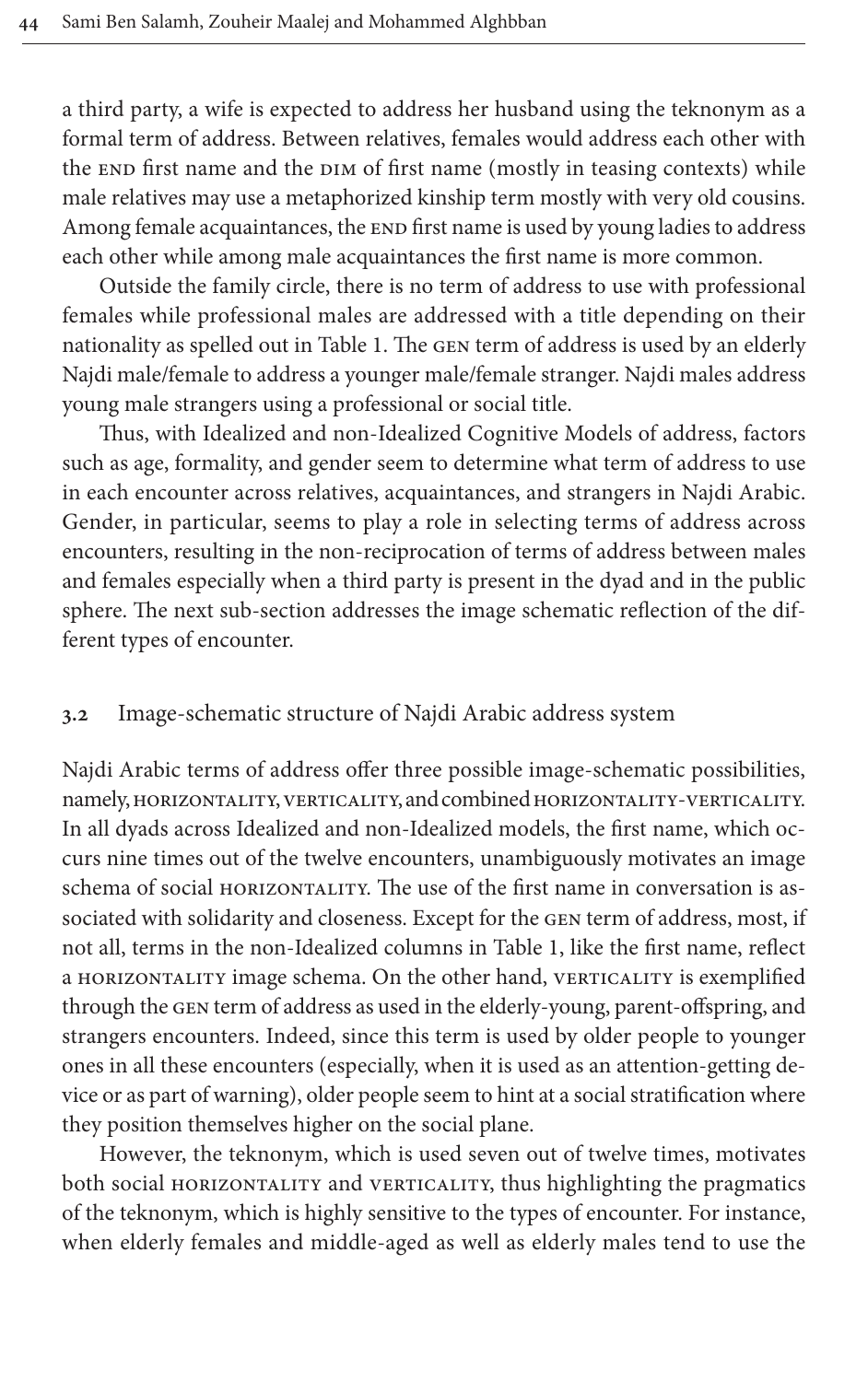a third party, a wife is expected to address her husband using the teknonym as a formal term of address. Between relatives, females would address each other with the END first name and the DIM of first name (mostly in teasing contexts) while male relatives may use a metaphorized kinship term mostly with very old cousins. Among female acquaintances, the END first name is used by young ladies to address each other while among male acquaintances the first name is more common.

Outside the family circle, there is no term of address to use with professional females while professional males are addressed with a title depending on their nationality as spelled out in Table 1. The GEN term of address is used by an elderly Najdi male/female to address a younger male/female stranger. Najdi males address young male strangers using a professional or social title.

Thus, with Idealized and non-Idealized Cognitive Models of address, factors such as age, formality, and gender seem to determine what term of address to use in each encounter across relatives, acquaintances, and strangers in Najdi Arabic. Gender, in particular, seems to play a role in selecting terms of address across encounters, resulting in the non-reciprocation of terms of address between males and females especially when a third party is present in the dyad and in the public sphere. The next sub-section addresses the image schematic reflection of the different types of encounter.

### 3.2 Image-schematic structure of Najdi Arabic address system

Najdi Arabic terms of address offer three possible image-schematic possibilities, namely, HORIZONTALITY, VERTICALITY, and combined HORIZONTALITY-VERTICALITY. In all dyads across Idealized and non-Idealized models, the first name, which occurs nine times out of the twelve encounters, unambiguously motivates an image schema of social HORIZONTALITY. The use of the first name in conversation is associated with solidarity and closeness. Except for the GEN term of address, most, if not all, terms in the non-Idealized columns in Table 1, like the first name, reflect a HORIZONTALITY image schema. On the other hand, VERTICALITY is exemplified through the GEN term of address as used in the elderly-young, parent-offspring, and strangers encounters. Indeed, since this term is used by older people to younger ones in all these encounters (especially, when it is used as an attention-getting device or as part of warning), older people seem to hint at a social stratification where they position themselves higher on the social plane.

However, the teknonym, which is used seven out of twelve times, motivates both social HORIZONTALITY and VERTICALITY, thus highlighting the pragmatics of the teknonym, which is highly sensitive to the types of encounter. For instance, when elderly females and middle-aged as well as elderly males tend to use the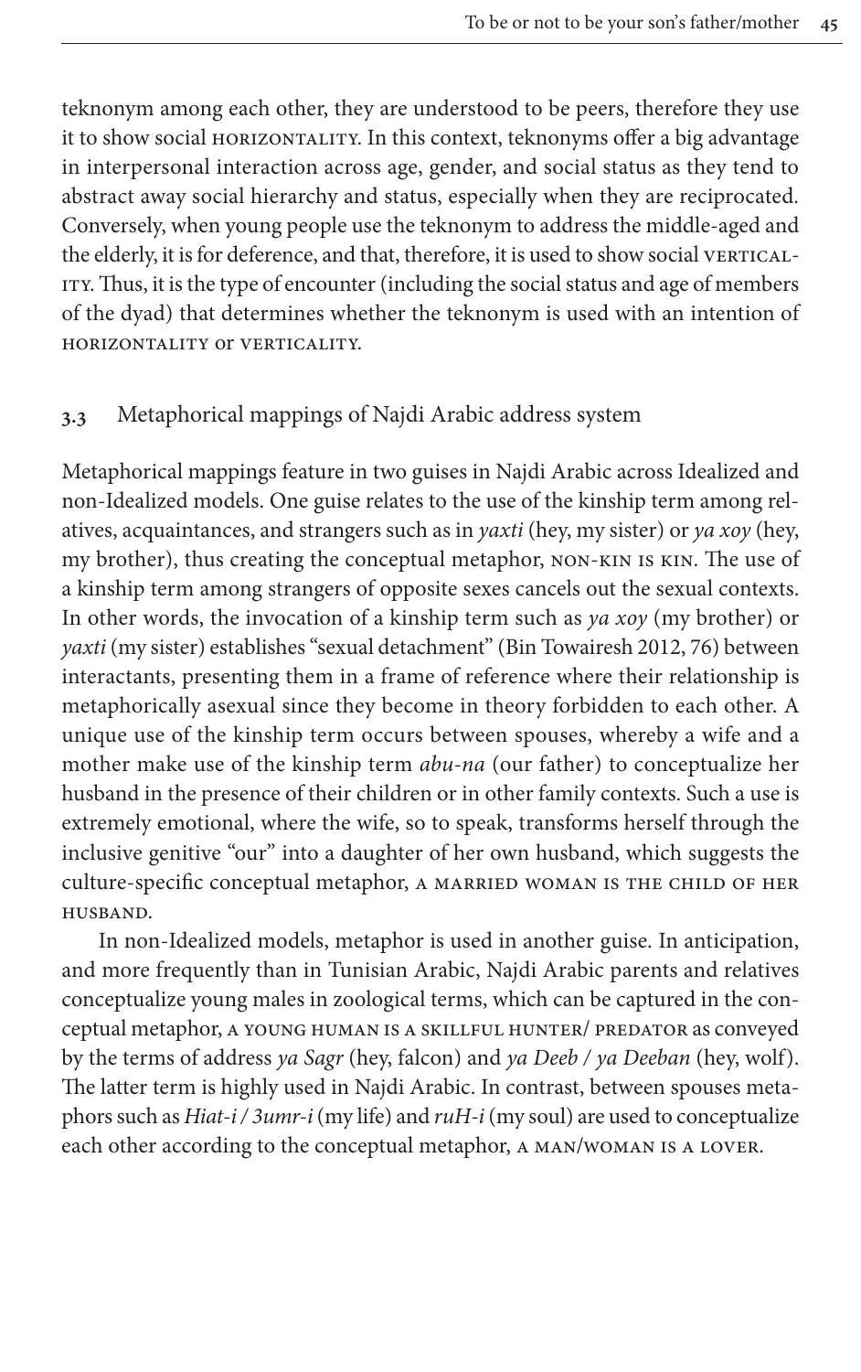teknonym among each other, they are understood to be peers, therefore they use it to show social HORIZONTALITY. In this context, teknonyms offer a big advantage in interpersonal interaction across age, gender, and social status as they tend to abstract away social hierarchy and status, especially when they are reciprocated. Conversely, when young people use the teknonym to address the middle-aged and the elderly, it is for deference, and that, therefore, it is used to show social VERTICALITY. Thus, it is the type of encounter (including the social status and age of members of the dyad) that determines whether the teknonym is used with an intention of HORIZONTALITY or VERTICALITY.

### 3.3 Metaphorical mappings of Najdi Arabic address system

Metaphorical mappings feature in two guises in Najdi Arabic across Idealized and non-Idealized models. One guise relates to the use of the kinship term among relatives, acquaintances, and strangers such as in *yaxti* (hey, my sister) or *ya xoy* (hey, my brother), thus creating the conceptual metaphor, NON-KIN IS KIN. The use of a kinship term among strangers of opposite sexes cancels out the sexual contexts. In other words, the invocation of a kinship term such as *ya xoy* (my brother) or *yaxti* (my sister) establishes "sexual detachment" (Bin Towairesh 2012, 76) between interactants, presenting them in a frame of reference where their relationship is metaphorically asexual since they become in theory forbidden to each other. A unique use of the kinship term occurs between spouses, whereby a wife and a mother make use of the kinship term *abu-na* (our father) to conceptualize her husband in the presence of their children or in other family contexts. Such a use is extremely emotional, where the wife, so to speak, transforms herself through the inclusive genitive "our" into a daughter of her own husband, which suggests the culture-specific conceptual metaphor, A MARRIED WOMAN IS THE CHILD OF HER HUSBAND.

In non-Idealized models, metaphor is used in another guise. In anticipation, and more frequently than in Tunisian Arabic, Najdi Arabic parents and relatives conceptualize young males in zoological terms, which can be captured in the conceptual metaphor, A YOUNG HUMAN IS A SKILLFUL HUNTER/ PREDATOR as conveyed by the terms of address *ya Sagr* (hey, falcon) and *ya Deeb / ya Deeban* (hey, wolf). The latter term is highly used in Najdi Arabic. In contrast, between spouses metaphors such as *Hiat-i / 3umr-i* (my life) and *ruH-i* (my soul) are used to conceptualize each other according to the conceptual metaphor, A MAN/WOMAN IS A LOVER.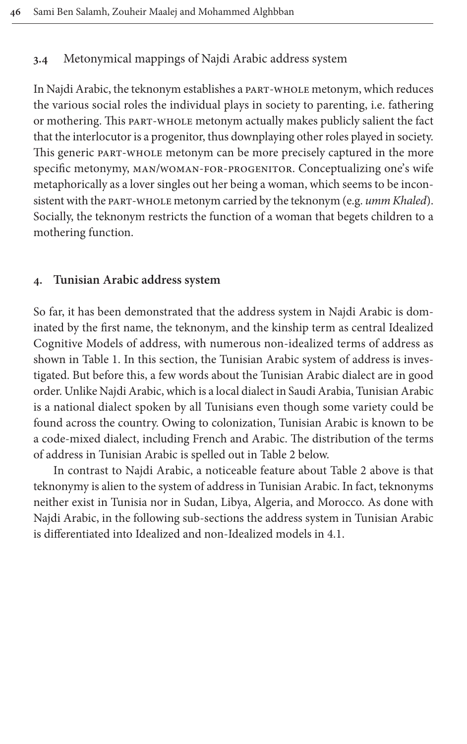### 3.4 Metonymical mappings of Najdi Arabic address system

In Najdi Arabic, the teknonym establishes a PART-WHOLE metonym, which reduces the various social roles the individual plays in society to parenting, i.e. fathering or mothering. This PART-WHOLE metonym actually makes publicly salient the fact that the interlocutor is a progenitor, thus downplaying other roles played in society. This generic PART-WHOLE metonym can be more precisely captured in the more specific metonymy, MAN/WOMAN-FOR-PROGENITOR. Conceptualizing one's wife metaphorically as a lover singles out her being a woman, which seems to be inconsistent with the PART-WHOLE metonym carried by the teknonym (e.g. *umm Khaled*). Socially, the teknonym restricts the function of a woman that begets children to a mothering function.

## 4. Tunisian Arabic address system

So far, it has been demonstrated that the address system in Najdi Arabic is dominated by the first name, the teknonym, and the kinship term as central Idealized Cognitive Models of address, with numerous non-idealized terms of address as shown in Table 1. In this section, the Tunisian Arabic system of address is investigated. But before this, a few words about the Tunisian Arabic dialect are in good order. Unlike Najdi Arabic, which is a local dialect in Saudi Arabia, Tunisian Arabic is a national dialect spoken by all Tunisians even though some variety could be found across the country. Owing to colonization, Tunisian Arabic is known to be a code-mixed dialect, including French and Arabic. The distribution of the terms of address in Tunisian Arabic is spelled out in Table 2 below.

In contrast to Najdi Arabic, a noticeable feature about Table 2 above is that teknonymy is alien to the system of address in Tunisian Arabic. In fact, teknonyms neither exist in Tunisia nor in Sudan, Libya, Algeria, and Morocco. As done with Najdi Arabic, in the following sub-sections the address system in Tunisian Arabic is differentiated into Idealized and non-Idealized models in 4.1.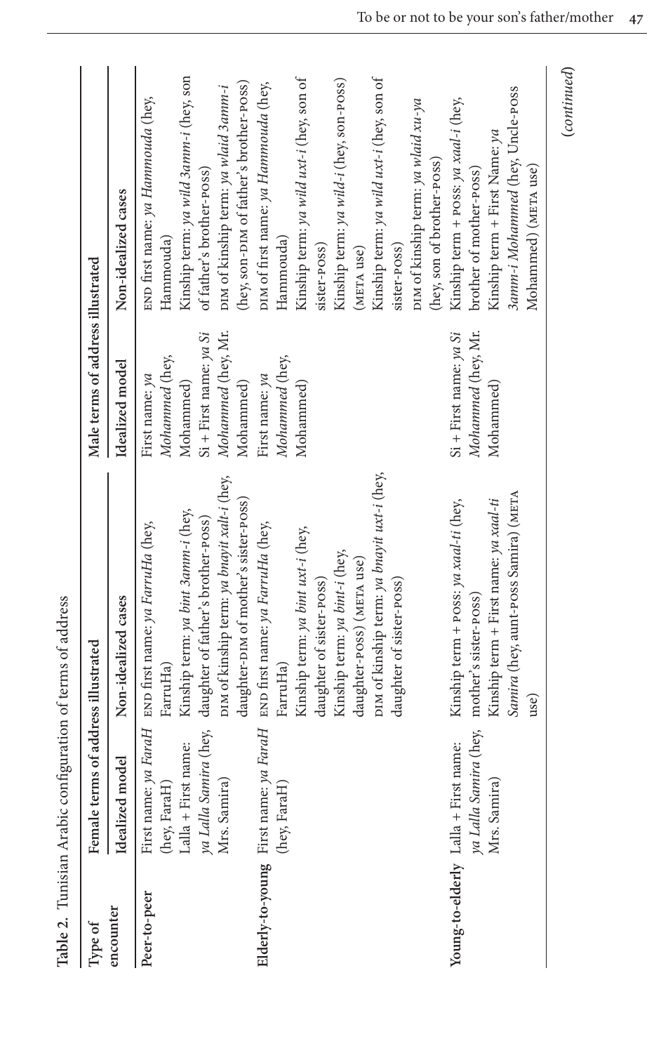**Table 2.** Tunisian Arabic configuration of terms of address

| Type of encounter | Female terms of address illustrated | | Male terms of address illustrated | |
|---|---|---|---|---|
| | Idealized model | Non-idealized cases | Idealized model | Non-idealized cases |
| **Peer-to-peer** | First name: *ya FaraH* (hey, FaraH)<br>Lalla + First name: *ya Lalla Samira* (hey, Mrs. Samira) | END first name: *ya FarruHa* (hey, FarruHa)<br>Kinship term: *ya bint 3amm-i* (hey, daughter of father's brother-POSS)<br>DIM of kinship term: *ya bnayit xalt-i* (hey, daughter-DIM of mother's sister-POSS) | First name: *ya Mohammed* (hey, Mohammed)<br>Si + First name: *ya Si Mohammed* (hey, Mr. Mohammed) | END first name: *ya Hammouda* (hey, Hammouda)<br>Kinship term: *ya wild 3amm-i* (hey, son of father's brother-POSS)<br>DIM of kinship term: *ya wlaid 3amm-i* (hey, son-DIM of father's brother-POSS) |
| **Elderly-to-young** | First name: *ya FaraH* (hey, FaraH) | END first name: *ya FarruHa* (hey, FarruHa)<br>Kinship term: *ya bint uxt-i* (hey, daughter of sister-POSS)<br>Kinship term: *ya bint-i* (hey, daughter-POSS) (META use)<br>DIM of kinship term: *ya bnayit uxt-i* (hey, daughter of sister-POSS) | First name: *ya Mohammed* (hey, Mohammed) | DIM of first name: *ya Hammouda* (hey, Hammouda)<br>Kinship term: *ya wild uxt-i* (hey, son of sister-POSS)<br>Kinship term: *ya wild-i* (hey, son-POSS) (META use)<br>Kinship term: *ya wild uxt-i* (hey, son of sister-POSS)<br>DIM of kinship term: *ya wlaid xu-ya* (hey, son of brother-POSS) |
| **Young-to-elderly** | Lalla + First name: *ya Lalla Samira* (hey, Mrs. Samira) | Kinship term + POSS: *ya xaal-ti* (hey, mother's sister-POSS)<br>Kinship term + First name: *ya xaal-ti Samira* (hey, aunt-POSS Samira) (META use) | Si + First name: *ya Si Mohammed* (hey, Mr. Mohammed) | Kinship term + POSS: *ya xaal-i* (hey, brother of mother-POSS)<br>Kinship term + First Name: *ya 3amm-i Mohammed* (hey, Uncle-POSS Mohammed) (META use) |

(*continued*)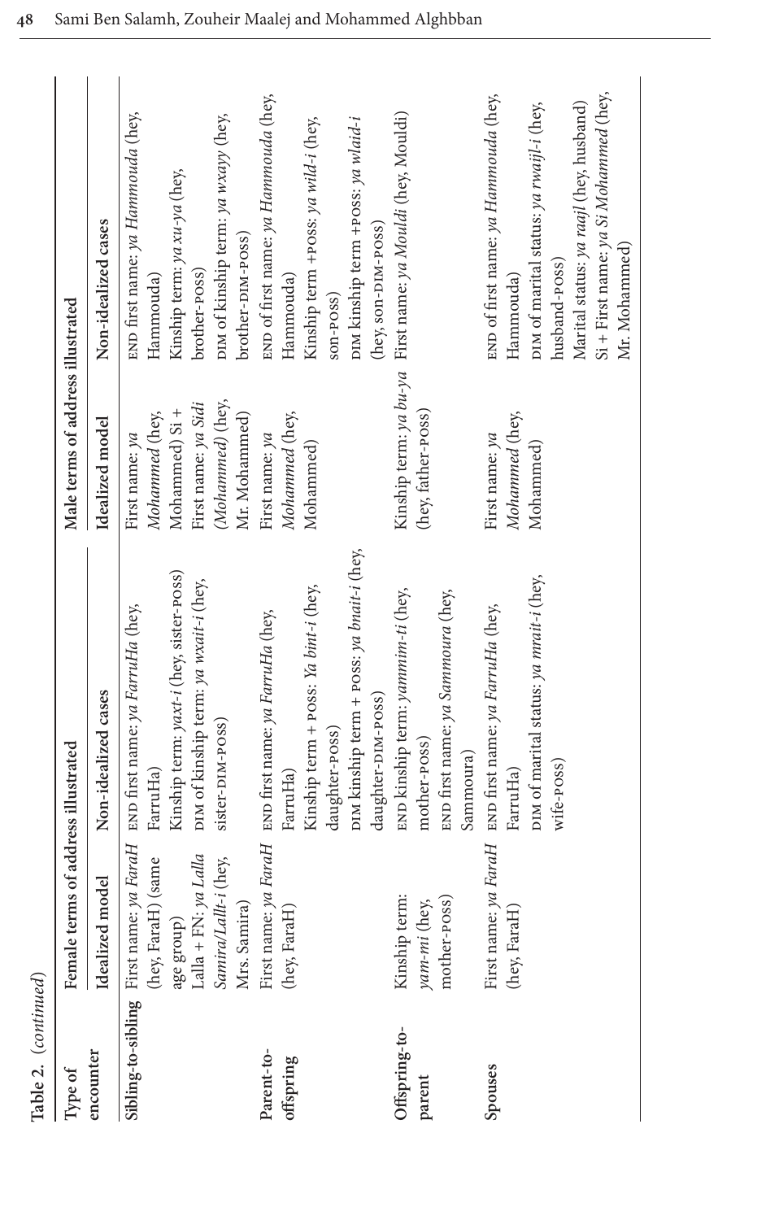**Table 2.** (*continued*)

| Type of encounter | Female terms of address illustrated | | Male terms of address illustrated | |
|---|---|---|---|---|
| | Idealized model | Non-idealized cases | Idealized model | Non-idealized cases |
| **Sibling-to-sibling** | First name: *ya FaraH* (hey, FaraH) (same age group)<br>Lalla + FN: *ya Lalla Samira/Lallt-i* (hey, Mrs. Samira) | END first name: *ya FarruHa* (hey, FarruHa)<br>Kinship term: *yaxt-i* (hey, sister-POSS)<br>DIM of kinship term: *ya wxait-i* (hey, sister-DIM-POSS) | First name: *ya Mohammed* (hey, Mohammed) Si +<br>First name: *ya Sidi (Mohammed)* (hey, Mr. Mohammed) | END first name: *ya Hammouda* (hey, Hammouda)<br>Kinship term: *ya xu-ya* (hey, brother-POSS)<br>DIM of kinship term: *ya wxayy* (hey, brother-DIM-POSS) |
| **Parent-to-offspring** | First name: *ya FaraH* (hey, FaraH) | END first name: *ya FarruHa* (hey, FarruHa)<br>Kinship term + POSS: *Ya bint-i* (hey, daughter-POSS)<br>DIM kinship term + POSS: *ya bnait-i* (hey, daughter-DIM-POSS) | First name: *ya Mohammed* (hey, Mohammed) | END of first name: *ya Hammouda* (hey, Hammouda)<br>Kinship term +POSS: *ya wild-i* (hey, SON-POSS)<br>DIM kinship term +POSS: *ya wlaid-i* (hey, SON-DIM-POSS) |
| **Offspring-to-parent** | Kinship term: *yam-mi* (hey, mother-POSS) | END kinship term: *yammim-ti* (hey, mother-POSS)<br>END first name: *ya Sammoura* (hey, Sammoura) | Kinship term: *ya bu-ya* (hey, father-POSS) | First name: *ya Mouldi* (hey, Mouldi) |
| **Spouses** | First name: *ya FaraH* (hey, FaraH) | END first name: *ya FarruHa* (hey, FarruHa)<br>DIM of marital status: *ya mrait-i* (hey, wife-POSS) | First name: *ya Mohammed* (hey, Mohammed) | END of first name: *ya Hammouda* (hey, Hammouda)<br>DIM of marital status: *ya rwaijl-i* (hey, husband-POSS)<br>Marital status: *ya raajl* (hey, husband)<br>Si + First name: *ya Si Mohammed* (hey, Mr. Mohammed) |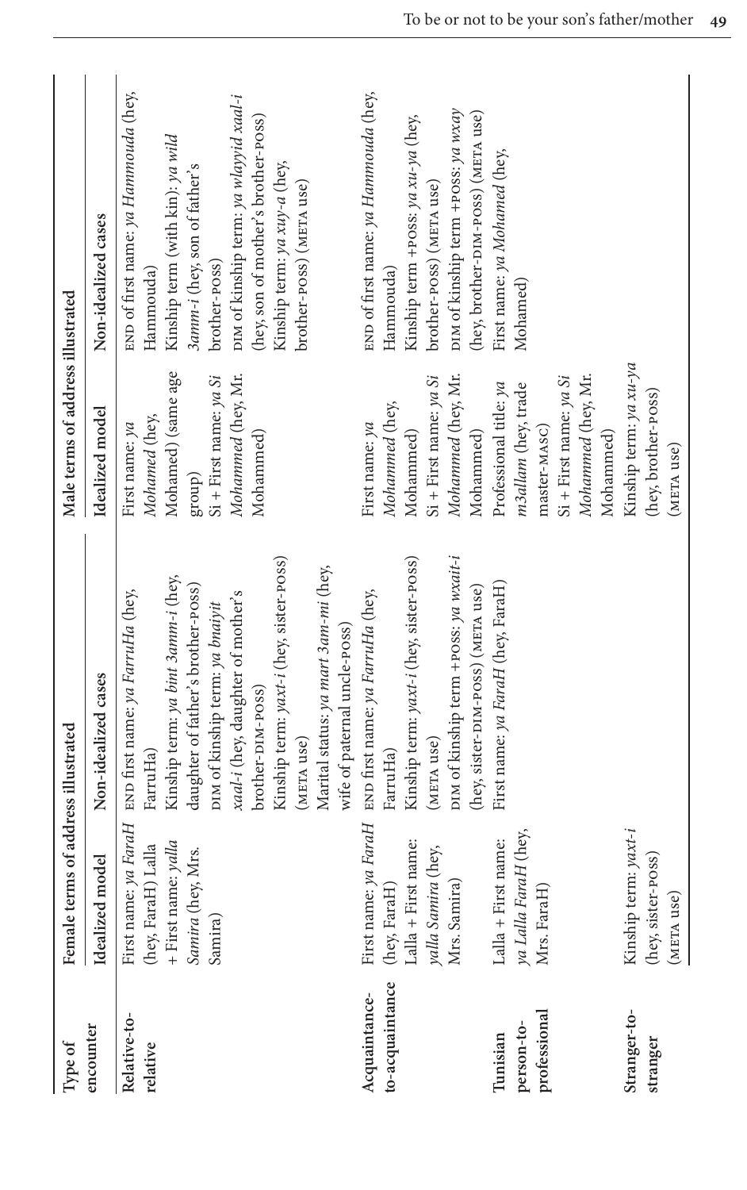| Type of encounter | Female terms of address illustrated | | Male terms of address illustrated | |
|---|---|---|---|---|
| | Idealized model | Non-idealized cases | Idealized model | Non-idealized cases |
| Relative-to-relative | First name: *ya FaraH* (hey, FaraH) Lalla + First name: *yalla Samira* (hey, Mrs. Samira) | END first name: *ya FarruHa* (hey, FarruHa)<br>Kinship term: *ya bint 3amm-i* (hey, daughter of father's brother-POSS)<br>DIM of kinship term: *ya bnaiyit xaal-i* (hey, daughter of mother's brother-DIM-POSS)<br>Kinship term: *yaxt-i* (hey, sister-POSS) (META use)<br>Marital status: *ya mart 3am-mi* (hey, wife of paternal uncle-POSS) | First name: *ya Mohamed* (hey, Mohamed) (same age group)<br>Si + First name: *ya Si Mohammed* (hey, Mr. Mohammed) | END of first name: *ya Hammouda* (hey, Hammouda)<br>Kinship term (with kin): *ya wild 3amm-i* (hey, son of father's brother-POSS)<br>DIM of kinship term: *ya wlayyid xaal-i* (hey, son of mother's brother-POSS)<br>Kinship term: *ya xuy-a* (hey, brother-POSS) (META use) |
| Acquaintance-to-acquaintance | First name: *ya FaraH* (hey, FaraH)<br>Lalla + First name: *yalla Samira* (hey, Mrs. Samira) | END first name: *ya FarruHa* (hey, FarruHa)<br>Kinship term: *yaxt-i* (hey, sister-POSS) (META use)<br>DIM of kinship term +POSS: *ya wxait-i* (hey, sister-DIM-POSS) (META use) | First name: *ya Mohammed* (hey, Mohammed)<br>Si + First name: *ya Si Mohammed* (hey, Mr. Mohammed) | END of first name: *ya Hammouda* (hey, Hammouda)<br>Kinship term +POSS: *ya xu-ya* (hey, brother-POSS) (META use)<br>DIM of kinship term +POSS: *ya wxay* (hey, brother-DIM-POSS) (META use) |
| Tunisian person-to-professional | Lalla + First name: *ya Lalla FaraH* (hey, Mrs. FaraH) | First name: *ya FaraH* (hey, FaraH) | Professional title: *ya m3allam* (hey, trade master-MASC)<br>Si + First name: *ya Si Mohammed* (hey, Mr. Mohammed) | First name: *ya Mohamed* (hey, Mohamed) |
| Stranger-to-stranger | Kinship term: *yaxt-i* (hey, sister-POSS) (META use) | | Kinship term: *ya xu-ya* (hey, brother-POSS) (META use) | |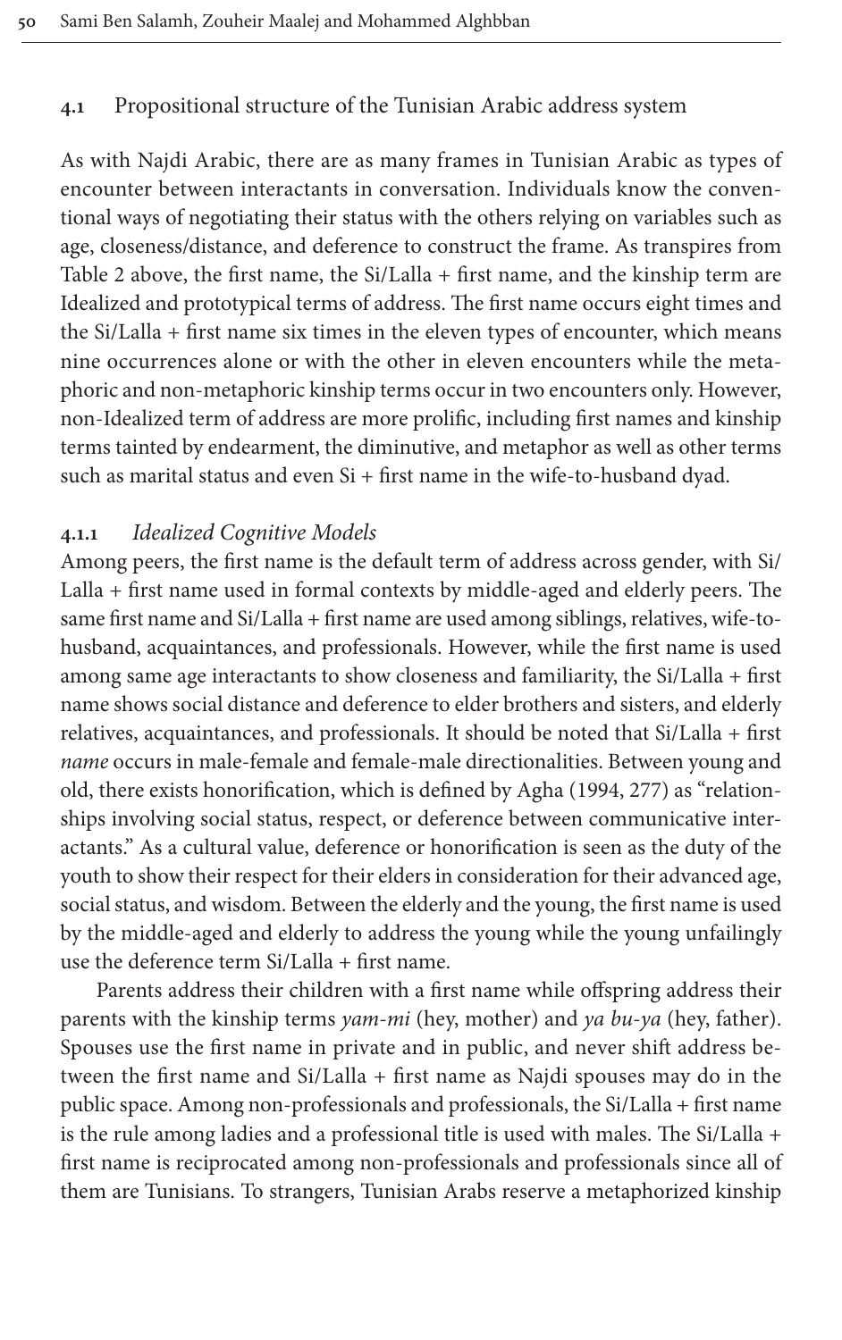### 4.1 Propositional structure of the Tunisian Arabic address system

As with Najdi Arabic, there are as many frames in Tunisian Arabic as types of encounter between interactants in conversation. Individuals know the conventional ways of negotiating their status with the others relying on variables such as age, closeness/distance, and deference to construct the frame. As transpires from Table 2 above, the first name, the Si/Lalla + first name, and the kinship term are Idealized and prototypical terms of address. The first name occurs eight times and the Si/Lalla + first name six times in the eleven types of encounter, which means nine occurrences alone or with the other in eleven encounters while the metaphoric and non-metaphoric kinship terms occur in two encounters only. However, non-Idealized term of address are more prolific, including first names and kinship terms tainted by endearment, the diminutive, and metaphor as well as other terms such as marital status and even Si + first name in the wife-to-husband dyad.

#### 4.1.1 *Idealized Cognitive Models*

Among peers, the first name is the default term of address across gender, with Si/ Lalla + first name used in formal contexts by middle-aged and elderly peers. The same first name and Si/Lalla + first name are used among siblings, relatives, wife-to-husband, acquaintances, and professionals. However, while the first name is used among same age interactants to show closeness and familiarity, the Si/Lalla + first name shows social distance and deference to elder brothers and sisters, and elderly relatives, acquaintances, and professionals. It should be noted that Si/Lalla + first *name* occurs in male-female and female-male directionalities. Between young and old, there exists honorification, which is defined by Agha (1994, 277) as "relationships involving social status, respect, or deference between communicative interactants." As a cultural value, deference or honorification is seen as the duty of the youth to show their respect for their elders in consideration for their advanced age, social status, and wisdom. Between the elderly and the young, the first name is used by the middle-aged and elderly to address the young while the young unfailingly use the deference term Si/Lalla + first name.

Parents address their children with a first name while offspring address their parents with the kinship terms *yam-mi* (hey, mother) and *ya bu-ya* (hey, father). Spouses use the first name in private and in public, and never shift address between the first name and Si/Lalla + first name as Najdi spouses may do in the public space. Among non-professionals and professionals, the Si/Lalla + first name is the rule among ladies and a professional title is used with males. The Si/Lalla + first name is reciprocated among non-professionals and professionals since all of them are Tunisians. To strangers, Tunisian Arabs reserve a metaphorized kinship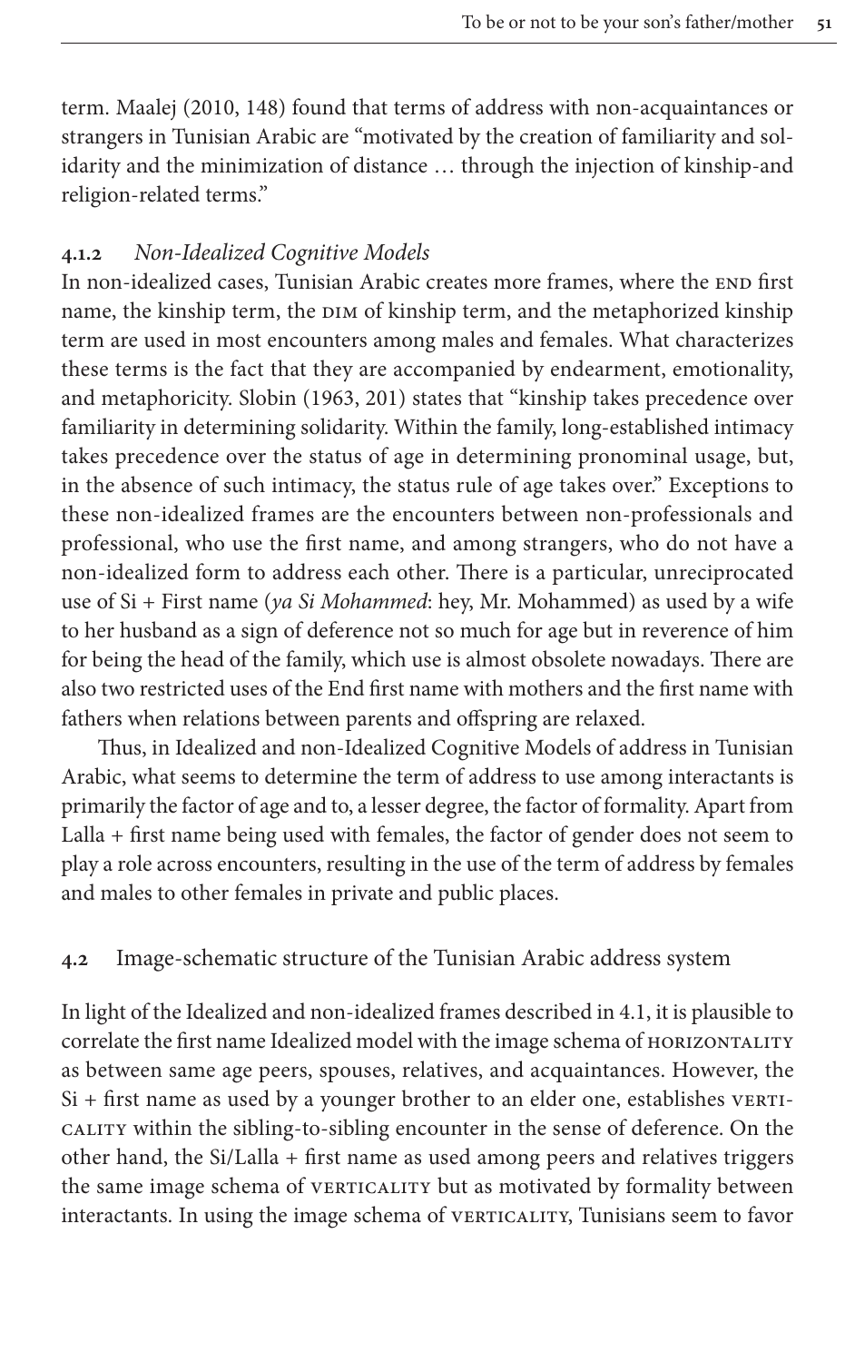term. Maalej (2010, 148) found that terms of address with non-acquaintances or strangers in Tunisian Arabic are "motivated by the creation of familiarity and solidarity and the minimization of distance … through the injection of kinship-and religion-related terms."

### 4.1.2 *Non-Idealized Cognitive Models*

In non-idealized cases, Tunisian Arabic creates more frames, where the END first name, the kinship term, the DIM of kinship term, and the metaphorized kinship term are used in most encounters among males and females. What characterizes these terms is the fact that they are accompanied by endearment, emotionality, and metaphoricity. Slobin (1963, 201) states that "kinship takes precedence over familiarity in determining solidarity. Within the family, long-established intimacy takes precedence over the status of age in determining pronominal usage, but, in the absence of such intimacy, the status rule of age takes over." Exceptions to these non-idealized frames are the encounters between non-professionals and professional, who use the first name, and among strangers, who do not have a non-idealized form to address each other. There is a particular, unreciprocated use of Si + First name (*ya Si Mohammed*: hey, Mr. Mohammed) as used by a wife to her husband as a sign of deference not so much for age but in reverence of him for being the head of the family, which use is almost obsolete nowadays. There are also two restricted uses of the End first name with mothers and the first name with fathers when relations between parents and offspring are relaxed.

Thus, in Idealized and non-Idealized Cognitive Models of address in Tunisian Arabic, what seems to determine the term of address to use among interactants is primarily the factor of age and to, a lesser degree, the factor of formality. Apart from Lalla + first name being used with females, the factor of gender does not seem to play a role across encounters, resulting in the use of the term of address by females and males to other females in private and public places.

## 4.2 Image-schematic structure of the Tunisian Arabic address system

In light of the Idealized and non-idealized frames described in 4.1, it is plausible to correlate the first name Idealized model with the image schema of HORIZONTALITY as between same age peers, spouses, relatives, and acquaintances. However, the Si + first name as used by a younger brother to an elder one, establishes VERTICALITY within the sibling-to-sibling encounter in the sense of deference. On the other hand, the Si/Lalla + first name as used among peers and relatives triggers the same image schema of VERTICALITY but as motivated by formality between interactants. In using the image schema of VERTICALITY, Tunisians seem to favor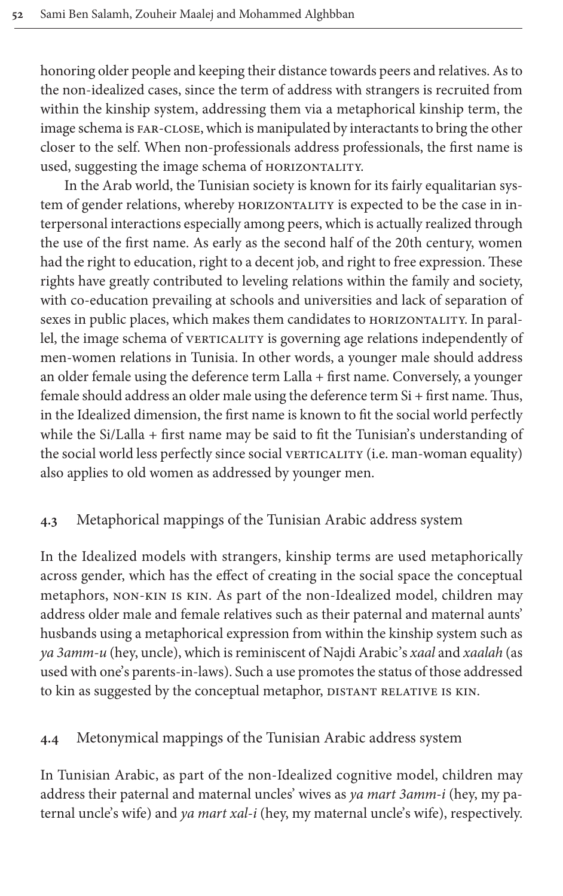honoring older people and keeping their distance towards peers and relatives. As to the non-idealized cases, since the term of address with strangers is recruited from within the kinship system, addressing them via a metaphorical kinship term, the image schema is FAR-CLOSE, which is manipulated by interactants to bring the other closer to the self. When non-professionals address professionals, the first name is used, suggesting the image schema of HORIZONTALITY.

In the Arab world, the Tunisian society is known for its fairly equalitarian system of gender relations, whereby HORIZONTALITY is expected to be the case in interpersonal interactions especially among peers, which is actually realized through the use of the first name. As early as the second half of the 20th century, women had the right to education, right to a decent job, and right to free expression. These rights have greatly contributed to leveling relations within the family and society, with co-education prevailing at schools and universities and lack of separation of sexes in public places, which makes them candidates to HORIZONTALITY. In parallel, the image schema of VERTICALITY is governing age relations independently of men-women relations in Tunisia. In other words, a younger male should address an older female using the deference term Lalla + first name. Conversely, a younger female should address an older male using the deference term Si + first name. Thus, in the Idealized dimension, the first name is known to fit the social world perfectly while the Si/Lalla + first name may be said to fit the Tunisian's understanding of the social world less perfectly since social VERTICALITY (i.e. man-woman equality) also applies to old women as addressed by younger men.

### 4.3 Metaphorical mappings of the Tunisian Arabic address system

In the Idealized models with strangers, kinship terms are used metaphorically across gender, which has the effect of creating in the social space the conceptual metaphors, NON-KIN IS KIN. As part of the non-Idealized model, children may address older male and female relatives such as their paternal and maternal aunts' husbands using a metaphorical expression from within the kinship system such as *ya 3amm-u* (hey, uncle), which is reminiscent of Najdi Arabic's *xaal* and *xaalah* (as used with one's parents-in-laws). Such a use promotes the status of those addressed to kin as suggested by the conceptual metaphor, DISTANT RELATIVE IS KIN.

### 4.4 Metonymical mappings of the Tunisian Arabic address system

In Tunisian Arabic, as part of the non-Idealized cognitive model, children may address their paternal and maternal uncles' wives as *ya mart 3amm-i* (hey, my paternal uncle's wife) and *ya mart xal-i* (hey, my maternal uncle's wife), respectively.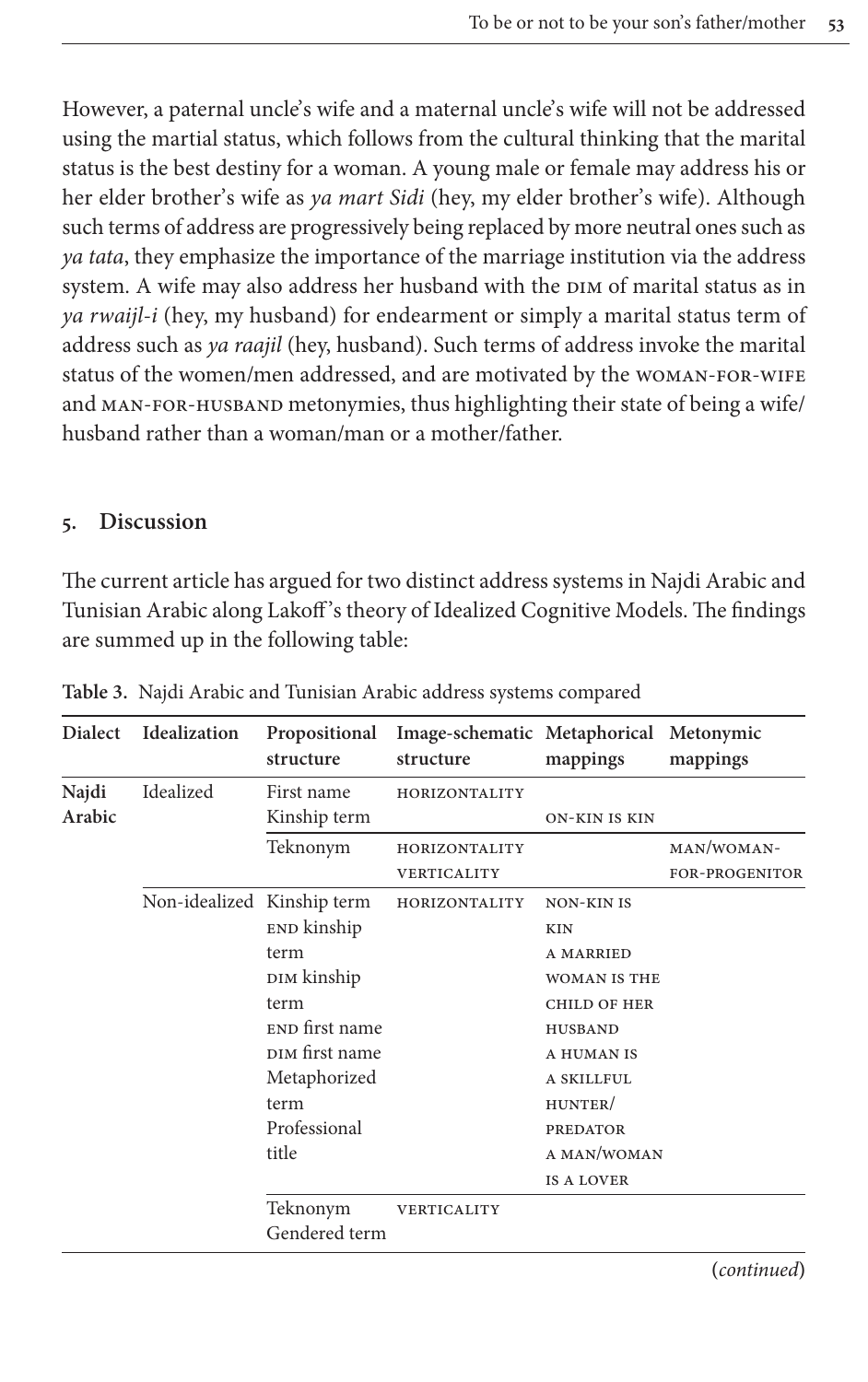However, a paternal uncle's wife and a maternal uncle's wife will not be addressed using the martial status, which follows from the cultural thinking that the marital status is the best destiny for a woman. A young male or female may address his or her elder brother's wife as *ya mart Sidi* (hey, my elder brother's wife). Although such terms of address are progressively being replaced by more neutral ones such as *ya tata*, they emphasize the importance of the marriage institution via the address system. A wife may also address her husband with the DIM of marital status as in *ya rwaijl-i* (hey, my husband) for endearment or simply a marital status term of address such as *ya raajil* (hey, husband). Such terms of address invoke the marital status of the women/men addressed, and are motivated by the WOMAN-FOR-WIFE and MAN-FOR-HUSBAND metonymies, thus highlighting their state of being a wife/husband rather than a woman/man or a mother/father.

## 5. Discussion

The current article has argued for two distinct address systems in Najdi Arabic and Tunisian Arabic along Lakoff's theory of Idealized Cognitive Models. The findings are summed up in the following table:

**Table 3.** Najdi Arabic and Tunisian Arabic address systems compared

| Dialect | Idealization | Propositional structure | Image-schematic structure | Metaphorical mappings | Metonymic mappings |
|---|---|---|---|---|---|
| **Najdi Arabic** | Idealized | First name | HORIZONTALITY | | |
| | | Kinship term | | ON-KIN IS KIN | |
| | | Teknonym | HORIZONTALITY VERTICALITY | | MAN/WOMAN-FOR-PROGENITOR |
| | Non-idealized | Kinship term END kinship term DIM kinship term END first name DIM first name Metaphorized term Professional title | HORIZONTALITY | NON-KIN IS KIN A MARRIED WOMAN IS THE CHILD OF HER HUSBAND A HUMAN IS A SKILLFUL HUNTER/PREDATOR A MAN/WOMAN IS A LOVER | |
| | | Teknonym Gendered term | VERTICALITY | | |

(*continued*)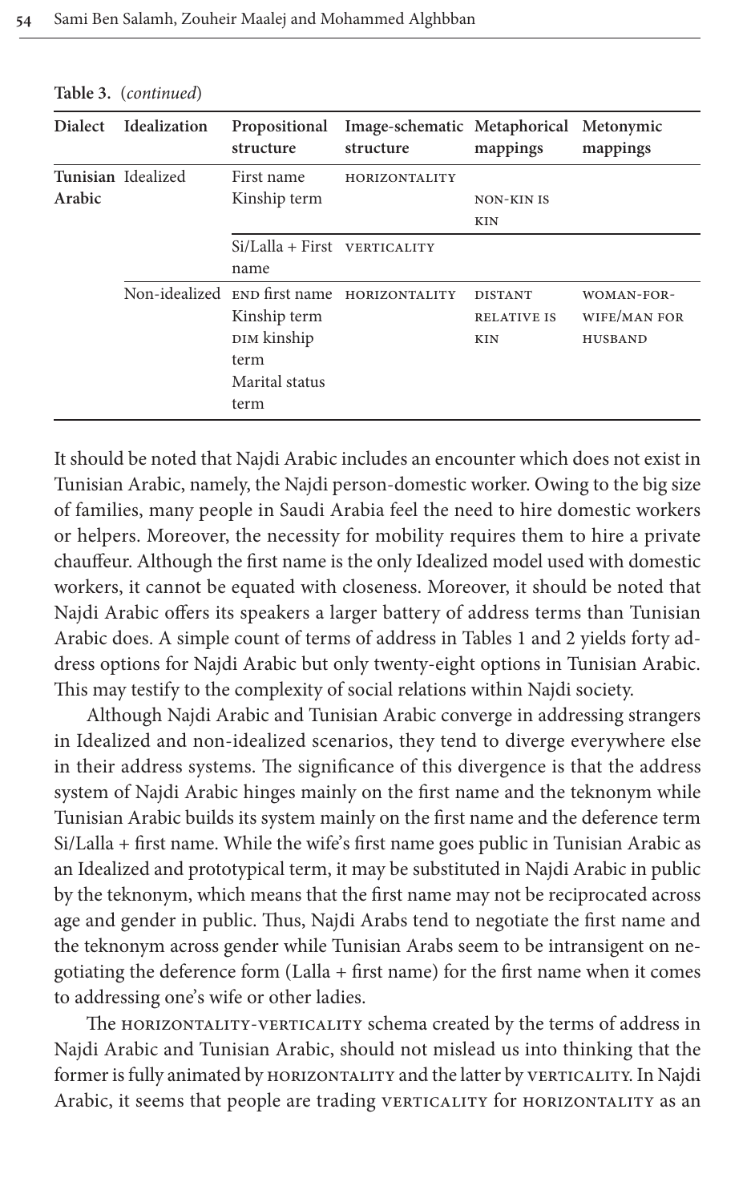**Table 3.** (*continued*)

| Dialect | Idealization | Propositional structure | Image-schematic structure | Metaphorical mappings | Metonymic mappings |
|---|---|---|---|---|---|
| **Tunisian Arabic** | Idealized | First name<br>Kinship term | HORIZONTALITY | NON-KIN IS KIN | |
| | | Si/Lalla + First name | VERTICALITY | | |
| | Non-idealized | END first name<br>Kinship term<br>DIM kinship term<br>Marital status term | HORIZONTALITY | DISTANT RELATIVE IS KIN | WOMAN-FOR-WIFE/MAN FOR HUSBAND |

It should be noted that Najdi Arabic includes an encounter which does not exist in Tunisian Arabic, namely, the Najdi person-domestic worker. Owing to the big size of families, many people in Saudi Arabia feel the need to hire domestic workers or helpers. Moreover, the necessity for mobility requires them to hire a private chauffeur. Although the first name is the only Idealized model used with domestic workers, it cannot be equated with closeness. Moreover, it should be noted that Najdi Arabic offers its speakers a larger battery of address terms than Tunisian Arabic does. A simple count of terms of address in Tables 1 and 2 yields forty address options for Najdi Arabic but only twenty-eight options in Tunisian Arabic. This may testify to the complexity of social relations within Najdi society.

Although Najdi Arabic and Tunisian Arabic converge in addressing strangers in Idealized and non-idealized scenarios, they tend to diverge everywhere else in their address systems. The significance of this divergence is that the address system of Najdi Arabic hinges mainly on the first name and the teknonym while Tunisian Arabic builds its system mainly on the first name and the deference term Si/Lalla + first name. While the wife's first name goes public in Tunisian Arabic as an Idealized and prototypical term, it may be substituted in Najdi Arabic in public by the teknonym, which means that the first name may not be reciprocated across age and gender in public. Thus, Najdi Arabs tend to negotiate the first name and the teknonym across gender while Tunisian Arabs seem to be intransigent on negotiating the deference form (Lalla + first name) for the first name when it comes to addressing one's wife or other ladies.

The HORIZONTALITY-VERTICALITY schema created by the terms of address in Najdi Arabic and Tunisian Arabic, should not mislead us into thinking that the former is fully animated by HORIZONTALITY and the latter by VERTICALITY. In Najdi Arabic, it seems that people are trading VERTICALITY for HORIZONTALITY as an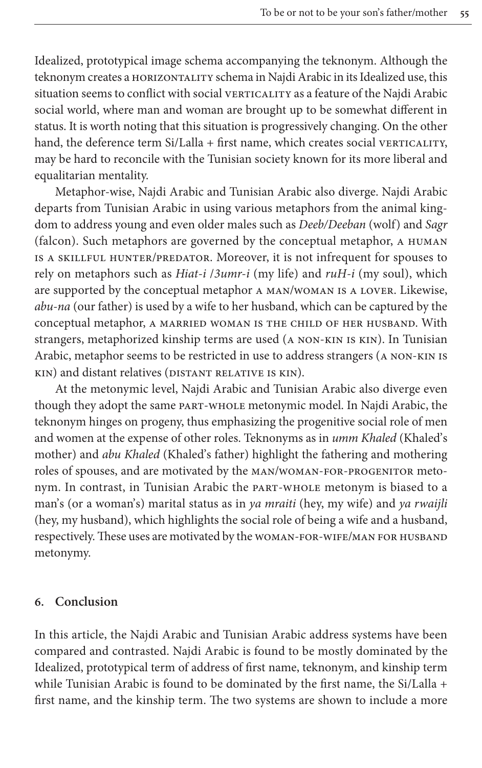Idealized, prototypical image schema accompanying the teknonym. Although the teknonym creates a HORIZONTALITY schema in Najdi Arabic in its Idealized use, this situation seems to conflict with social VERTICALITY as a feature of the Najdi Arabic social world, where man and woman are brought up to be somewhat different in status. It is worth noting that this situation is progressively changing. On the other hand, the deference term Si/Lalla + first name, which creates social VERTICALITY, may be hard to reconcile with the Tunisian society known for its more liberal and equalitarian mentality.

Metaphor-wise, Najdi Arabic and Tunisian Arabic also diverge. Najdi Arabic departs from Tunisian Arabic in using various metaphors from the animal kingdom to address young and even older males such as *Deeb/Deeban* (wolf) and *Sagr* (falcon). Such metaphors are governed by the conceptual metaphor, A HUMAN IS A SKILLFUL HUNTER/PREDATOR. Moreover, it is not infrequent for spouses to rely on metaphors such as *Hiat-i /3umr-i* (my life) and *ruH-i* (my soul), which are supported by the conceptual metaphor A MAN/WOMAN IS A LOVER. Likewise, *abu-na* (our father) is used by a wife to her husband, which can be captured by the conceptual metaphor, A MARRIED WOMAN IS THE CHILD OF HER HUSBAND. With strangers, metaphorized kinship terms are used (A NON-KIN IS KIN). In Tunisian Arabic, metaphor seems to be restricted in use to address strangers (A NON-KIN IS KIN) and distant relatives (DISTANT RELATIVE IS KIN).

At the metonymic level, Najdi Arabic and Tunisian Arabic also diverge even though they adopt the same PART-WHOLE metonymic model. In Najdi Arabic, the teknonym hinges on progeny, thus emphasizing the progenitive social role of men and women at the expense of other roles. Teknonyms as in *umm Khaled* (Khaled's mother) and *abu Khaled* (Khaled's father) highlight the fathering and mothering roles of spouses, and are motivated by the MAN/WOMAN-FOR-PROGENITOR metonym. In contrast, in Tunisian Arabic the PART-WHOLE metonym is biased to a man's (or a woman's) marital status as in *ya mraiti* (hey, my wife) and *ya rwaijli* (hey, my husband), which highlights the social role of being a wife and a husband, respectively. These uses are motivated by the WOMAN-FOR-WIFE/MAN FOR HUSBAND metonymy.

## 6. Conclusion

In this article, the Najdi Arabic and Tunisian Arabic address systems have been compared and contrasted. Najdi Arabic is found to be mostly dominated by the Idealized, prototypical term of address of first name, teknonym, and kinship term while Tunisian Arabic is found to be dominated by the first name, the Si/Lalla + first name, and the kinship term. The two systems are shown to include a more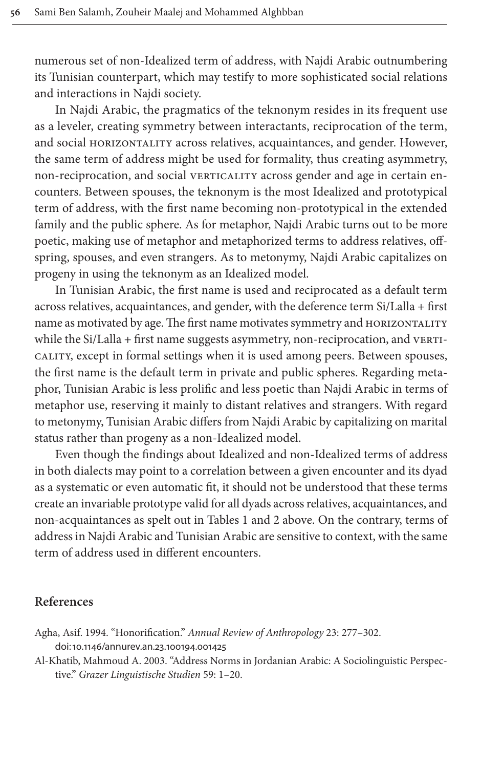numerous set of non-Idealized term of address, with Najdi Arabic outnumbering its Tunisian counterpart, which may testify to more sophisticated social relations and interactions in Najdi society.

In Najdi Arabic, the pragmatics of the teknonym resides in its frequent use as a leveler, creating symmetry between interactants, reciprocation of the term, and social HORIZONTALITY across relatives, acquaintances, and gender. However, the same term of address might be used for formality, thus creating asymmetry, non-reciprocation, and social VERTICALITY across gender and age in certain encounters. Between spouses, the teknonym is the most Idealized and prototypical term of address, with the first name becoming non-prototypical in the extended family and the public sphere. As for metaphor, Najdi Arabic turns out to be more poetic, making use of metaphor and metaphorized terms to address relatives, offspring, spouses, and even strangers. As to metonymy, Najdi Arabic capitalizes on progeny in using the teknonym as an Idealized model.

In Tunisian Arabic, the first name is used and reciprocated as a default term across relatives, acquaintances, and gender, with the deference term Si/Lalla + first name as motivated by age. The first name motivates symmetry and HORIZONTALITY while the Si/Lalla + first name suggests asymmetry, non-reciprocation, and VERTICALITY, except in formal settings when it is used among peers. Between spouses, the first name is the default term in private and public spheres. Regarding metaphor, Tunisian Arabic is less prolific and less poetic than Najdi Arabic in terms of metaphor use, reserving it mainly to distant relatives and strangers. With regard to metonymy, Tunisian Arabic differs from Najdi Arabic by capitalizing on marital status rather than progeny as a non-Idealized model.

Even though the findings about Idealized and non-Idealized terms of address in both dialects may point to a correlation between a given encounter and its dyad as a systematic or even automatic fit, it should not be understood that these terms create an invariable prototype valid for all dyads across relatives, acquaintances, and non-acquaintances as spelt out in Tables 1 and 2 above. On the contrary, terms of address in Najdi Arabic and Tunisian Arabic are sensitive to context, with the same term of address used in different encounters.

## References

Agha, Asif. 1994. "Honorification." *Annual Review of Anthropology* 23: 277–302. doi:10.1146/annurev.an.23.100194.001425

Al-Khatib, Mahmoud A. 2003. "Address Norms in Jordanian Arabic: A Sociolinguistic Perspective." *Grazer Linguistische Studien* 59: 1–20.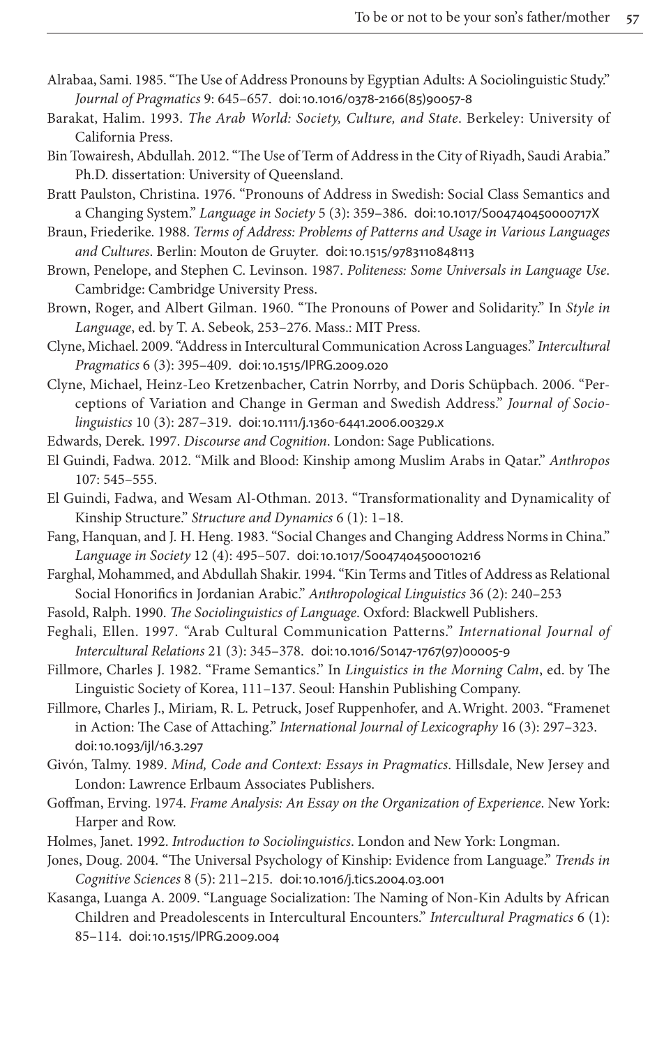Alrabaa, Sami. 1985. "The Use of Address Pronouns by Egyptian Adults: A Sociolinguistic Study." *Journal of Pragmatics* 9: 645–657. doi:10.1016/0378-2166(85)90057-8

Barakat, Halim. 1993. *The Arab World: Society, Culture, and State*. Berkeley: University of California Press.

Bin Towairesh, Abdullah. 2012. "The Use of Term of Address in the City of Riyadh, Saudi Arabia." Ph.D. dissertation: University of Queensland.

Bratt Paulston, Christina. 1976. "Pronouns of Address in Swedish: Social Class Semantics and a Changing System." *Language in Society* 5 (3): 359–386. doi:10.1017/S004740450000717X

Braun, Friederike. 1988. *Terms of Address: Problems of Patterns and Usage in Various Languages and Cultures*. Berlin: Mouton de Gruyter. doi:10.1515/9783110848113

Brown, Penelope, and Stephen C. Levinson. 1987. *Politeness: Some Universals in Language Use*. Cambridge: Cambridge University Press.

Brown, Roger, and Albert Gilman. 1960. "The Pronouns of Power and Solidarity." In *Style in Language*, ed. by T. A. Sebeok, 253–276. Mass.: MIT Press.

Clyne, Michael. 2009. "Address in Intercultural Communication Across Languages." *Intercultural Pragmatics* 6 (3): 395–409. doi:10.1515/IPRG.2009.020

Clyne, Michael, Heinz-Leo Kretzenbacher, Catrin Norrby, and Doris Schüpbach. 2006. "Perceptions of Variation and Change in German and Swedish Address." *Journal of Sociolinguistics* 10 (3): 287–319. doi:10.1111/j.1360-6441.2006.00329.x

Edwards, Derek. 1997. *Discourse and Cognition*. London: Sage Publications.

El Guindi, Fadwa. 2012. "Milk and Blood: Kinship among Muslim Arabs in Qatar." *Anthropos* 107: 545–555.

El Guindi, Fadwa, and Wesam Al-Othman. 2013. "Transformationality and Dynamicality of Kinship Structure." *Structure and Dynamics* 6 (1): 1–18.

Fang, Hanquan, and J. H. Heng. 1983. "Social Changes and Changing Address Norms in China." *Language in Society* 12 (4): 495–507. doi:10.1017/S0047404500010216

Farghal, Mohammed, and Abdullah Shakir. 1994. "Kin Terms and Titles of Address as Relational Social Honorifics in Jordanian Arabic." *Anthropological Linguistics* 36 (2): 240–253

Fasold, Ralph. 1990. *The Sociolinguistics of Language*. Oxford: Blackwell Publishers.

Feghali, Ellen. 1997. "Arab Cultural Communication Patterns." *International Journal of Intercultural Relations* 21 (3): 345–378. doi:10.1016/S0147-1767(97)00005-9

Fillmore, Charles J. 1982. "Frame Semantics." In *Linguistics in the Morning Calm*, ed. by The Linguistic Society of Korea, 111–137. Seoul: Hanshin Publishing Company.

Fillmore, Charles J., Miriam, R. L. Petruck, Josef Ruppenhofer, and A. Wright. 2003. "Framenet in Action: The Case of Attaching." *International Journal of Lexicography* 16 (3): 297–323. doi:10.1093/ijl/16.3.297

Givón, Talmy. 1989. *Mind, Code and Context: Essays in Pragmatics*. Hillsdale, New Jersey and London: Lawrence Erlbaum Associates Publishers.

Goffman, Erving. 1974. *Frame Analysis: An Essay on the Organization of Experience*. New York: Harper and Row.

Holmes, Janet. 1992. *Introduction to Sociolinguistics*. London and New York: Longman.

Jones, Doug. 2004. "The Universal Psychology of Kinship: Evidence from Language." *Trends in Cognitive Sciences* 8 (5): 211–215. doi:10.1016/j.tics.2004.03.001

Kasanga, Luanga A. 2009. "Language Socialization: The Naming of Non-Kin Adults by African Children and Preadolescents in Intercultural Encounters." *Intercultural Pragmatics* 6 (1): 85–114. doi:10.1515/IPRG.2009.004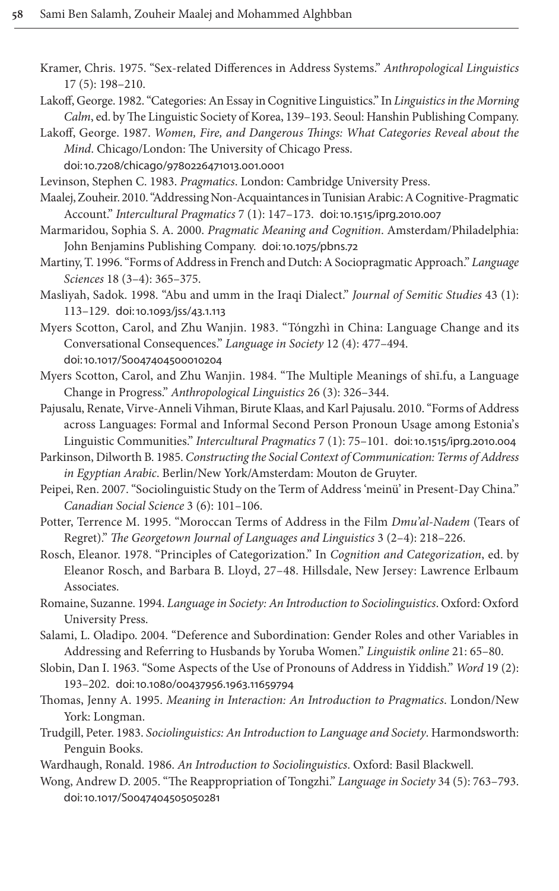Kramer, Chris. 1975. "Sex-related Differences in Address Systems." *Anthropological Linguistics* 17 (5): 198–210.

Lakoff, George. 1982. "Categories: An Essay in Cognitive Linguistics." In *Linguistics in the Morning Calm*, ed. by The Linguistic Society of Korea, 139–193. Seoul: Hanshin Publishing Company.

Lakoff, George. 1987. *Women, Fire, and Dangerous Things: What Categories Reveal about the Mind*. Chicago/London: The University of Chicago Press. doi:10.7208/chicago/9780226471013.001.0001

Levinson, Stephen C. 1983. *Pragmatics*. London: Cambridge University Press.

Maalej, Zouheir. 2010. "Addressing Non-Acquaintances in Tunisian Arabic: A Cognitive-Pragmatic Account." *Intercultural Pragmatics* 7 (1): 147–173. doi:10.1515/iprg.2010.007

Marmaridou, Sophia S. A. 2000. *Pragmatic Meaning and Cognition*. Amsterdam/Philadelphia: John Benjamins Publishing Company. doi:10.1075/pbns.72

Martiny, T. 1996. "Forms of Address in French and Dutch: A Sociopragmatic Approach." *Language Sciences* 18 (3–4): 365–375.

Masliyah, Sadok. 1998. "Abu and umm in the Iraqi Dialect." *Journal of Semitic Studies* 43 (1): 113–129. doi:10.1093/jss/43.1.113

Myers Scotton, Carol, and Zhu Wanjin. 1983. "Tóngzhì in China: Language Change and its Conversational Consequences." *Language in Society* 12 (4): 477–494. doi:10.1017/S0047404500010204

Myers Scotton, Carol, and Zhu Wanjin. 1984. "The Multiple Meanings of shī.fu, a Language Change in Progress." *Anthropological Linguistics* 26 (3): 326–344.

Pajusalu, Renate, Virve-Anneli Vihman, Birute Klaas, and Karl Pajusalu. 2010. "Forms of Address across Languages: Formal and Informal Second Person Pronoun Usage among Estonia's Linguistic Communities." *Intercultural Pragmatics* 7 (1): 75–101. doi:10.1515/iprg.2010.004

Parkinson, Dilworth B. 1985. *Constructing the Social Context of Communication: Terms of Address in Egyptian Arabic*. Berlin/New York/Amsterdam: Mouton de Gruyter.

Peipei, Ren. 2007. "Sociolinguistic Study on the Term of Address 'meinü' in Present-Day China." *Canadian Social Science* 3 (6): 101–106.

Potter, Terrence M. 1995. "Moroccan Terms of Address in the Film *Dmu'al-Nadem* (Tears of Regret)." *The Georgetown Journal of Languages and Linguistics* 3 (2–4): 218–226.

Rosch, Eleanor. 1978. "Principles of Categorization." In *Cognition and Categorization*, ed. by Eleanor Rosch, and Barbara B. Lloyd, 27–48. Hillsdale, New Jersey: Lawrence Erlbaum Associates.

Romaine, Suzanne. 1994. *Language in Society: An Introduction to Sociolinguistics*. Oxford: Oxford University Press.

Salami, L. Oladipo. 2004. "Deference and Subordination: Gender Roles and other Variables in Addressing and Referring to Husbands by Yoruba Women." *Linguistik online* 21: 65–80.

Slobin, Dan I. 1963. "Some Aspects of the Use of Pronouns of Address in Yiddish." *Word* 19 (2): 193–202. doi:10.1080/00437956.1963.11659794

Thomas, Jenny A. 1995. *Meaning in Interaction: An Introduction to Pragmatics*. London/New York: Longman.

Trudgill, Peter. 1983. *Sociolinguistics: An Introduction to Language and Society*. Harmondsworth: Penguin Books.

Wardhaugh, Ronald. 1986. *An Introduction to Sociolinguistics*. Oxford: Basil Blackwell.

Wong, Andrew D. 2005. "The Reappropriation of Tongzhi." *Language in Society* 34 (5): 763–793. doi:10.1017/S0047404505050281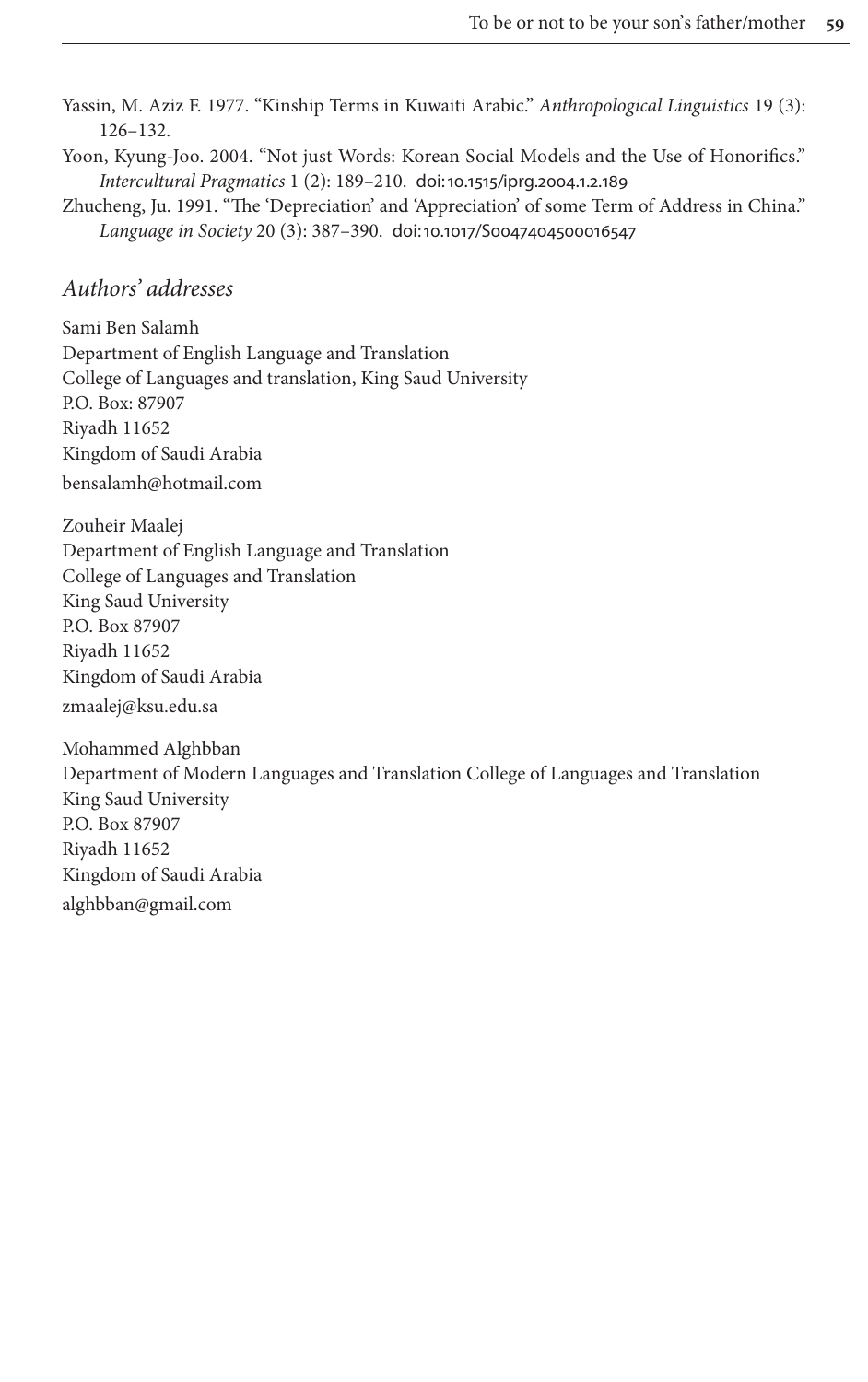Yassin, M. Aziz F. 1977. "Kinship Terms in Kuwaiti Arabic." *Anthropological Linguistics* 19 (3): 126–132.

Yoon, Kyung-Joo. 2004. "Not just Words: Korean Social Models and the Use of Honorifics." *Intercultural Pragmatics* 1 (2): 189–210. doi:10.1515/iprg.2004.1.2.189

Zhucheng, Ju. 1991. "The 'Depreciation' and 'Appreciation' of some Term of Address in China." *Language in Society* 20 (3): 387–390. doi:10.1017/S0047404500016547

## *Authors' addresses*

Sami Ben Salamh
Department of English Language and Translation
College of Languages and translation, King Saud University
P.O. Box: 87907
Riyadh 11652
Kingdom of Saudi Arabia
bensalamh@hotmail.com

Zouheir Maalej
Department of English Language and Translation
College of Languages and Translation
King Saud University
P.O. Box 87907
Riyadh 11652
Kingdom of Saudi Arabia
zmaalej@ksu.edu.sa

Mohammed Alghbban
Department of Modern Languages and Translation College of Languages and Translation
King Saud University
P.O. Box 87907
Riyadh 11652
Kingdom of Saudi Arabia
alghbban@gmail.com